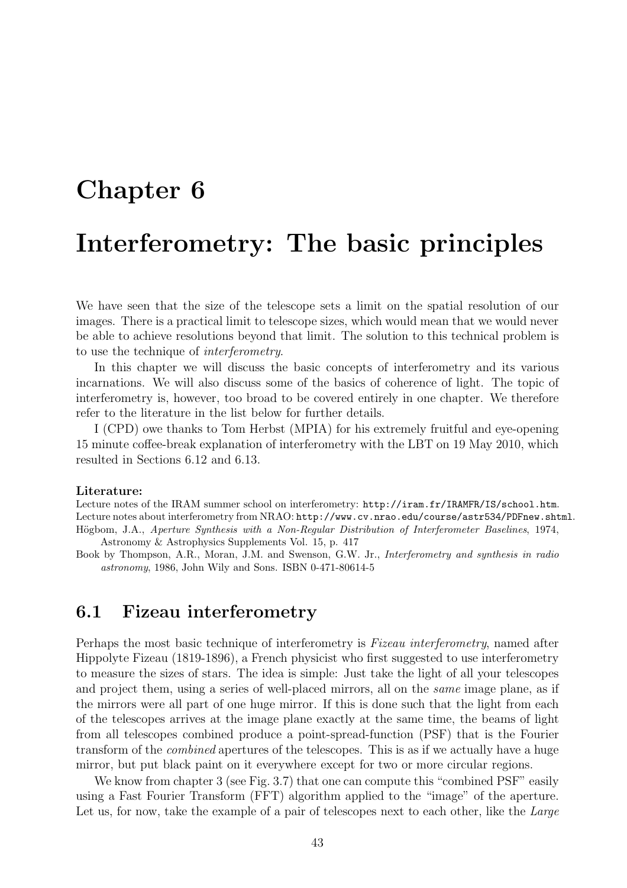# Chapter 6

# Interferometry: The basic principles

We have seen that the size of the telescope sets a limit on the spatial resolution of our images. There is a practical limit to telescope sizes, which would mean that we would never be able to achieve resolutions beyond that limit. The solution to this technical problem is to use the technique of *interferometry*.

In this chapter we will discuss the basic concepts of interferometry and its various incarnations. We will also discuss some of the basics of coherence of light. The topic of interferometry is, however, too broad to be covered entirely in one chapter. We therefore refer to the literature in the list below for further details.

I (CPD) owe thanks to Tom Herbst (MPIA) for his extremely fruitful and eye-opening 15 minute coffee-break explanation of interferometry with the LBT on 19 May 2010, which resulted in Sections 6.12 and 6.13.

**Literature:**

Lecture notes of the IRAM summer school on interferometry: `http://iram.fr/IRAMFR/IS/school.htm`.
Lecture notes about interferometry from NRAO: `http://www.cv.nrao.edu/course/astr534/PDFnew.shtml`.
Högbom, J.A., *Aperture Synthesis with a Non-Regular Distribution of Interferometer Baselines*, 1974, Astronomy & Astrophysics Supplements Vol. 15, p. 417
Book by Thompson, A.R., Moran, J.M. and Swenson, G.W. Jr., *Interferometry and synthesis in radio astronomy*, 1986, John Wily and Sons. ISBN 0-471-80614-5

## 6.1 Fizeau interferometry

Perhaps the most basic technique of interferometry is *Fizeau interferometry*, named after Hippolyte Fizeau (1819-1896), a French physicist who first suggested to use interferometry to measure the sizes of stars. The idea is simple: Just take the light of all your telescopes and project them, using a series of well-placed mirrors, all on the *same* image plane, as if the mirrors were all part of one huge mirror. If this is done such that the light from each of the telescopes arrives at the image plane exactly at the same time, the beams of light from all telescopes combined produce a point-spread-function (PSF) that is the Fourier transform of the *combined* apertures of the telescopes. This is as if we actually have a huge mirror, but put black paint on it everywhere except for two or more circular regions.

We know from chapter 3 (see Fig. 3.7) that one can compute this "combined PSF" easily using a Fast Fourier Transform (FFT) algorithm applied to the "image" of the aperture. Let us, for now, take the example of a pair of telescopes next to each other, like the *Large*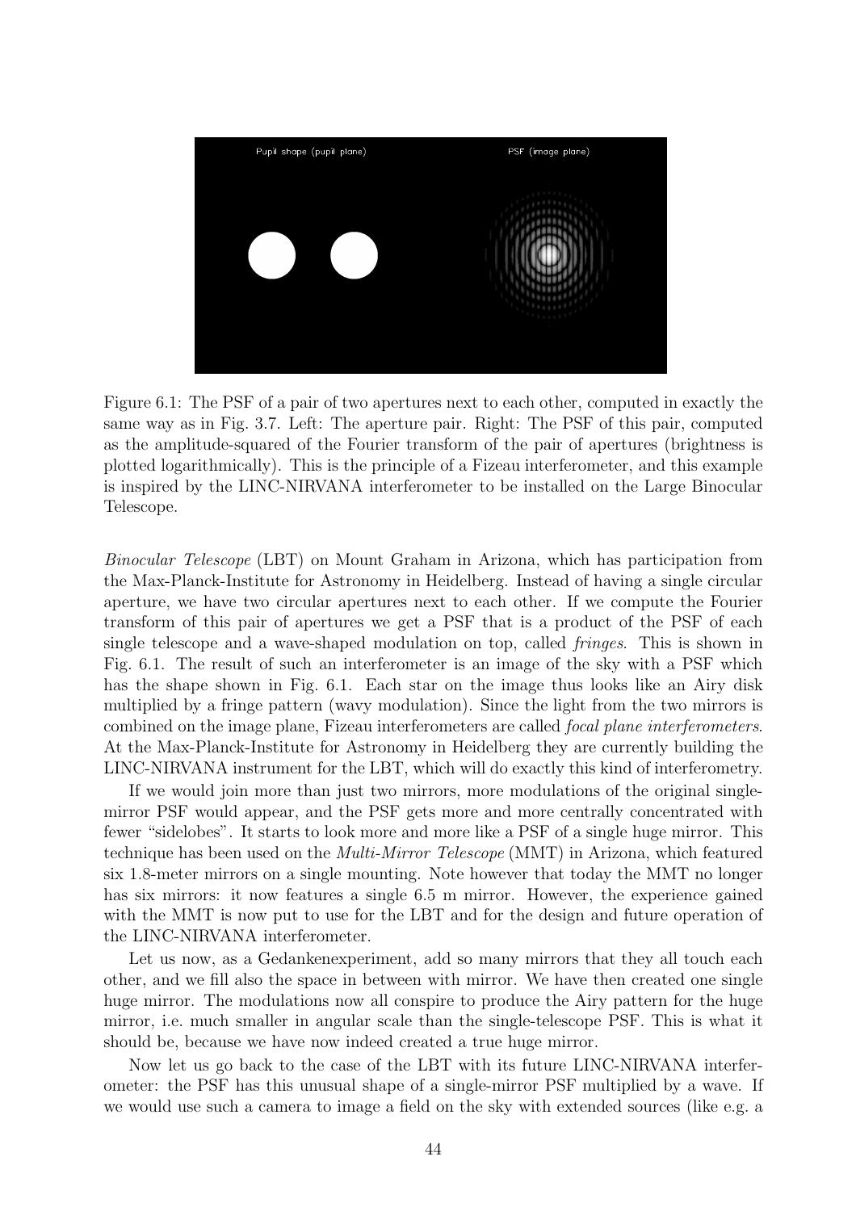Figure 6.1: The PSF of a pair of two apertures next to each other, computed in exactly the same way as in Fig. 3.7. Left: The aperture pair. Right: The PSF of this pair, computed as the amplitude-squared of the Fourier transform of the pair of apertures (brightness is plotted logarithmically). This is the principle of a Fizeau interferometer, and this example is inspired by the LINC-NIRVANA interferometer to be installed on the Large Binocular Telescope.

*Binocular Telescope* (LBT) on Mount Graham in Arizona, which has participation from the Max-Planck-Institute for Astronomy in Heidelberg. Instead of having a single circular aperture, we have two circular apertures next to each other. If we compute the Fourier transform of this pair of apertures we get a PSF that is a product of the PSF of each single telescope and a wave-shaped modulation on top, called *fringes*. This is shown in Fig. 6.1. The result of such an interferometer is an image of the sky with a PSF which has the shape shown in Fig. 6.1. Each star on the image thus looks like an Airy disk multiplied by a fringe pattern (wavy modulation). Since the light from the two mirrors is combined on the image plane, Fizeau interferometers are called *focal plane interferometers*. At the Max-Planck-Institute for Astronomy in Heidelberg they are currently building the LINC-NIRVANA instrument for the LBT, which will do exactly this kind of interferometry.

If we would join more than just two mirrors, more modulations of the original single-mirror PSF would appear, and the PSF gets more and more centrally concentrated with fewer "sidelobes". It starts to look more and more like a PSF of a single huge mirror. This technique has been used on the *Multi-Mirror Telescope* (MMT) in Arizona, which featured six 1.8-meter mirrors on a single mounting. Note however that today the MMT no longer has six mirrors: it now features a single 6.5 m mirror. However, the experience gained with the MMT is now put to use for the LBT and for the design and future operation of the LINC-NIRVANA interferometer.

Let us now, as a Gedankenexperiment, add so many mirrors that they all touch each other, and we fill also the space in between with mirror. We have then created one single huge mirror. The modulations now all conspire to produce the Airy pattern for the huge mirror, i.e. much smaller in angular scale than the single-telescope PSF. This is what it should be, because we have now indeed created a true huge mirror.

Now let us go back to the case of the LBT with its future LINC-NIRVANA interferometer: the PSF has this unusual shape of a single-mirror PSF multiplied by a wave. If we would use such a camera to image a field on the sky with extended sources (like e.g. a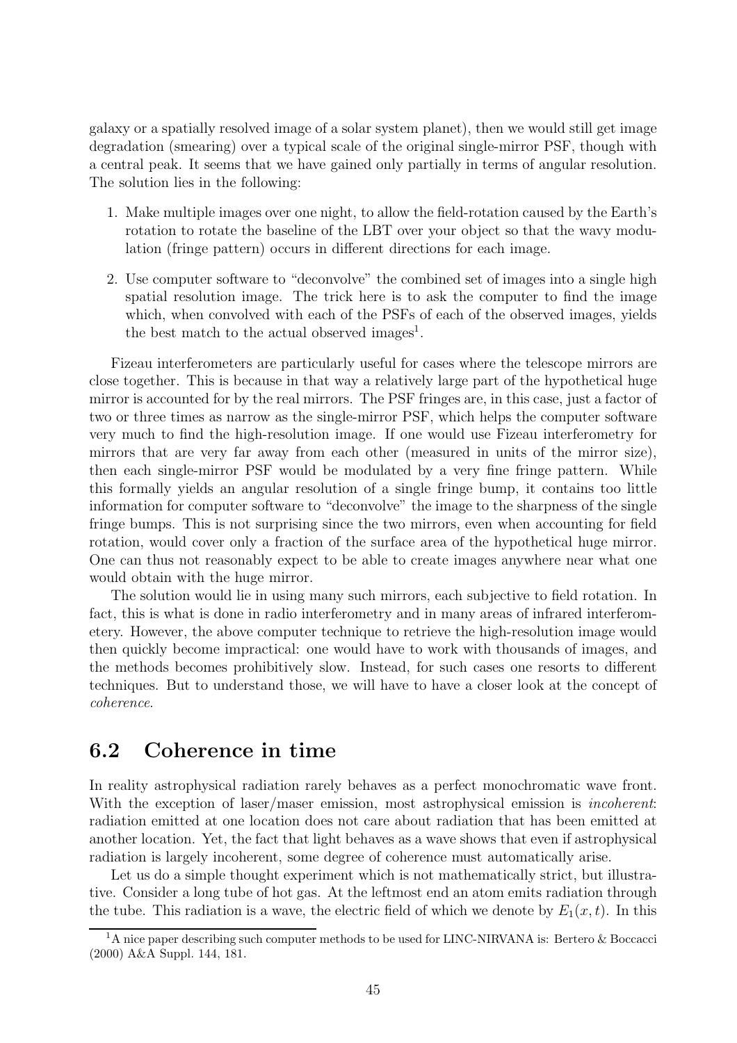galaxy or a spatially resolved image of a solar system planet), then we would still get image degradation (smearing) over a typical scale of the original single-mirror PSF, though with a central peak. It seems that we have gained only partially in terms of angular resolution. The solution lies in the following:

1. Make multiple images over one night, to allow the field-rotation caused by the Earth's rotation to rotate the baseline of the LBT over your object so that the wavy modulation (fringe pattern) occurs in different directions for each image.
2. Use computer software to "deconvolve" the combined set of images into a single high spatial resolution image. The trick here is to ask the computer to find the image which, when convolved with each of the PSFs of each of the observed images, yields the best match to the actual observed images[1].

Fizeau interferometers are particularly useful for cases where the telescope mirrors are close together. This is because in that way a relatively large part of the hypothetical huge mirror is accounted for by the real mirrors. The PSF fringes are, in this case, just a factor of two or three times as narrow as the single-mirror PSF, which helps the computer software very much to find the high-resolution image. If one would use Fizeau interferometry for mirrors that are very far away from each other (measured in units of the mirror size), then each single-mirror PSF would be modulated by a very fine fringe pattern. While this formally yields an angular resolution of a single fringe bump, it contains too little information for computer software to "deconvolve" the image to the sharpness of the single fringe bumps. This is not surprising since the two mirrors, even when accounting for field rotation, would cover only a fraction of the surface area of the hypothetical huge mirror. One can thus not reasonably expect to be able to create images anywhere near what one would obtain with the huge mirror.

The solution would lie in using many such mirrors, each subjective to field rotation. In fact, this is what is done in radio interferometry and in many areas of infrared interferometery. However, the above computer technique to retrieve the high-resolution image would then quickly become impractical: one would have to work with thousands of images, and the methods becomes prohibitively slow. Instead, for such cases one resorts to different techniques. But to understand those, we will have to have a closer look at the concept of *coherence*.

## 6.2 Coherence in time

In reality astrophysical radiation rarely behaves as a perfect monochromatic wave front. With the exception of laser/maser emission, most astrophysical emission is *incoherent*: radiation emitted at one location does not care about radiation that has been emitted at another location. Yet, the fact that light behaves as a wave shows that even if astrophysical radiation is largely incoherent, some degree of coherence must automatically arise.

Let us do a simple thought experiment which is not mathematically strict, but illustrative. Consider a long tube of hot gas. At the leftmost end an atom emits radiation through the tube. This radiation is a wave, the electric field of which we denote by $E_1(x,t)$. In this

[1] A nice paper describing such computer methods to be used for LINC-NIRVANA is: Bertero & Boccacci (2000) A&A Suppl. 144, 181.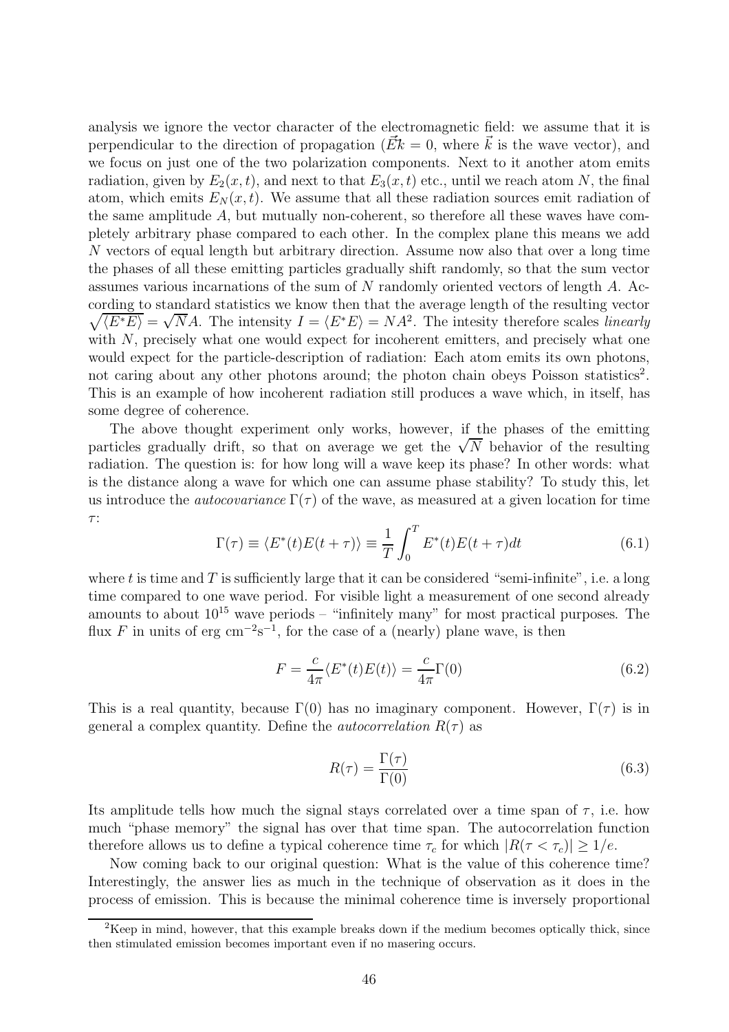analysis we ignore the vector character of the electromagnetic field: we assume that it is perpendicular to the direction of propagation ($\vec{E}\vec{k} = 0$, where $\vec{k}$ is the wave vector), and we focus on just one of the two polarization components. Next to it another atom emits radiation, given by $E_2(x,t)$, and next to that $E_3(x,t)$ etc., until we reach atom $N$, the final atom, which emits $E_N(x,t)$. We assume that all these radiation sources emit radiation of the same amplitude $A$, but mutually non-coherent, so therefore all these waves have completely arbitrary phase compared to each other. In the complex plane this means we add $N$ vectors of equal length but arbitrary direction. Assume now also that over a long time the phases of all these emitting particles gradually shift randomly, so that the sum vector assumes various incarnations of the sum of $N$ randomly oriented vectors of length $A$. According to standard statistics we know then that the average length of the resulting vector $\sqrt{\langle E^*E\rangle} = \sqrt{N}A$. The intensity $I = \langle E^*E\rangle = NA^2$. The intesity therefore scales *linearly* with $N$, precisely what one would expect for incoherent emitters, and precisely what one would expect for the particle-description of radiation: Each atom emits its own photons, not caring about any other photons around; the photon chain obeys Poisson statistics[2]. This is an example of how incoherent radiation still produces a wave which, in itself, has some degree of coherence.

The above thought experiment only works, however, if the phases of the emitting particles gradually drift, so that on average we get the $\sqrt{N}$ behavior of the resulting radiation. The question is: for how long will a wave keep its phase? In other words: what is the distance along a wave for which one can assume phase stability? To study this, let us introduce the *autocovariance* $\Gamma(\tau)$ of the wave, as measured at a given location for time $\tau$:

$$\Gamma(\tau) \equiv \langle E^*(t)E(t+\tau)\rangle \equiv \frac{1}{T}\int_0^T E^*(t)E(t+\tau)dt \tag{6.1}$$

where $t$ is time and $T$ is sufficiently large that it can be considered "semi-infinite", i.e. a long time compared to one wave period. For visible light a measurement of one second already amounts to about $10^{15}$ wave periods – "infinitely many" for most practical purposes. The flux $F$ in units of erg $\text{cm}^{-2}\text{s}^{-1}$, for the case of a (nearly) plane wave, is then

$$F = \frac{c}{4\pi}\langle E^*(t)E(t)\rangle = \frac{c}{4\pi}\Gamma(0) \tag{6.2}$$

This is a real quantity, because $\Gamma(0)$ has no imaginary component. However, $\Gamma(\tau)$ is in general a complex quantity. Define the *autocorrelation* $R(\tau)$ as

$$R(\tau) = \frac{\Gamma(\tau)}{\Gamma(0)} \tag{6.3}$$

Its amplitude tells how much the signal stays correlated over a time span of $\tau$, i.e. how much "phase memory" the signal has over that time span. The autocorrelation function therefore allows us to define a typical coherence time $\tau_c$ for which $|R(\tau < \tau_c)| \geq 1/e$.

Now coming back to our original question: What is the value of this coherence time? Interestingly, the answer lies as much in the technique of observation as it does in the process of emission. This is because the minimal coherence time is inversely proportional

[2]Keep in mind, however, that this example breaks down if the medium becomes optically thick, since then stimulated emission becomes important even if no masering occurs.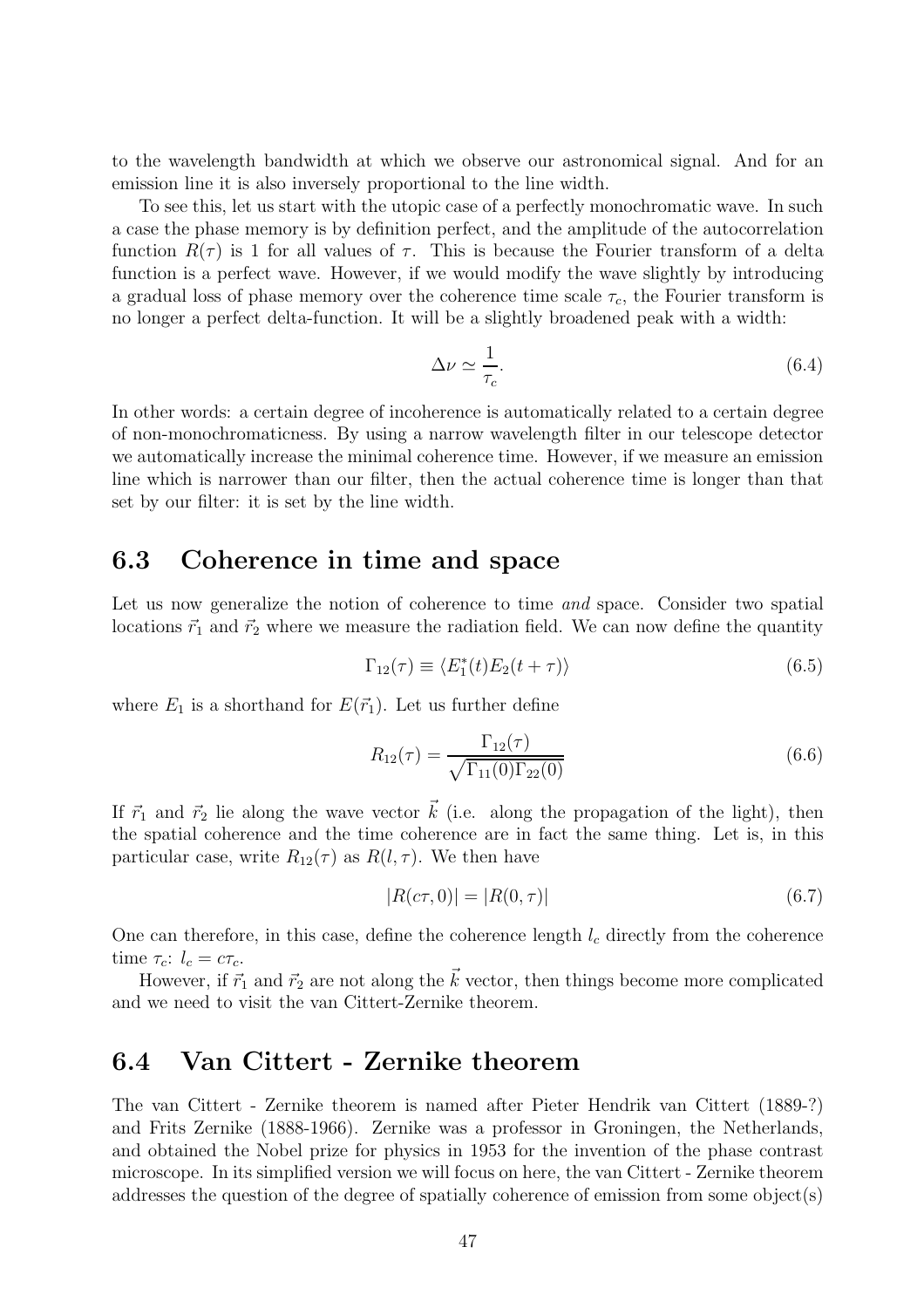to the wavelength bandwidth at which we observe our astronomical signal. And for an emission line it is also inversely proportional to the line width.

To see this, let us start with the utopic case of a perfectly monochromatic wave. In such a case the phase memory is by definition perfect, and the amplitude of the autocorrelation function $R(\tau)$ is 1 for all values of $\tau$. This is because the Fourier transform of a delta function is a perfect wave. However, if we would modify the wave slightly by introducing a gradual loss of phase memory over the coherence time scale $\tau_c$, the Fourier transform is no longer a perfect delta-function. It will be a slightly broadened peak with a width:

$$\Delta\nu \simeq \frac{1}{\tau_c}. \tag{6.4}$$

In other words: a certain degree of incoherence is automatically related to a certain degree of non-monochromaticness. By using a narrow wavelength filter in our telescope detector we automatically increase the minimal coherence time. However, if we measure an emission line which is narrower than our filter, then the actual coherence time is longer than that set by our filter: it is set by the line width.

## 6.3 Coherence in time and space

Let us now generalize the notion of coherence to time *and* space. Consider two spatial locations $\vec{r}_1$ and $\vec{r}_2$ where we measure the radiation field. We can now define the quantity

$$\Gamma_{12}(\tau) \equiv \langle E_1^*(t)E_2(t+\tau)\rangle \tag{6.5}$$

where $E_1$ is a shorthand for $E(\vec{r}_1)$. Let us further define

$$R_{12}(\tau) = \frac{\Gamma_{12}(\tau)}{\sqrt{\Gamma_{11}(0)\Gamma_{22}(0)}} \tag{6.6}$$

If $\vec{r}_1$ and $\vec{r}_2$ lie along the wave vector $\vec{k}$ (i.e. along the propagation of the light), then the spatial coherence and the time coherence are in fact the same thing. Let is, in this particular case, write $R_{12}(\tau)$ as $R(l,\tau)$. We then have

$$|R(c\tau, 0)| = |R(0,\tau)| \tag{6.7}$$

One can therefore, in this case, define the coherence length $l_c$ directly from the coherence time $\tau_c$: $l_c = c\tau_c$.

However, if $\vec{r}_1$ and $\vec{r}_2$ are not along the $\vec{k}$ vector, then things become more complicated and we need to visit the van Cittert-Zernike theorem.

## 6.4 Van Cittert - Zernike theorem

The van Cittert - Zernike theorem is named after Pieter Hendrik van Cittert (1889-?) and Frits Zernike (1888-1966). Zernike was a professor in Groningen, the Netherlands, and obtained the Nobel prize for physics in 1953 for the invention of the phase contrast microscope. In its simplified version we will focus on here, the van Cittert - Zernike theorem addresses the question of the degree of spatially coherence of emission from some object(s)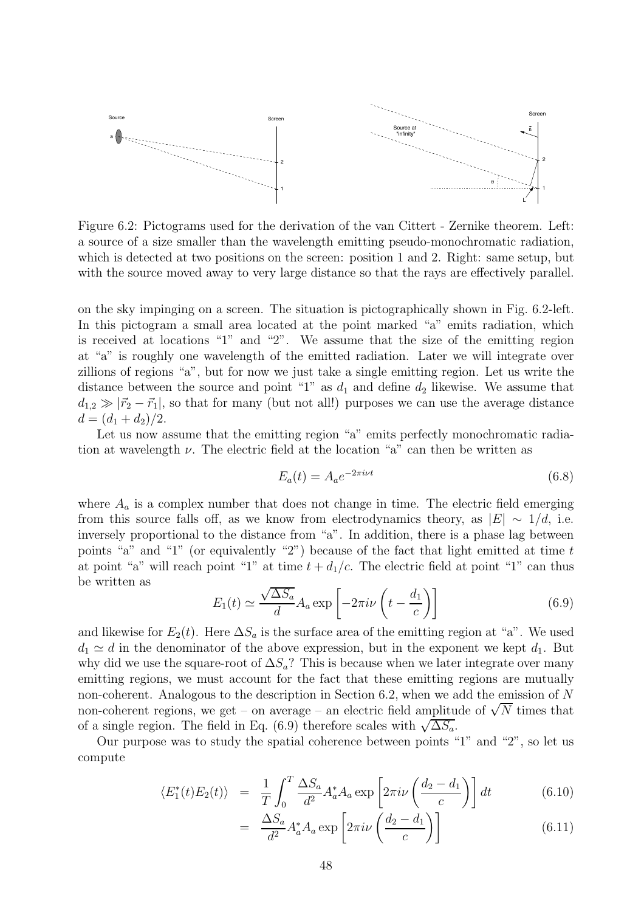Figure 6.2: Pictograms used for the derivation of the van Cittert - Zernike theorem. Left: a source of a size smaller than the wavelength emitting pseudo-monochromatic radiation, which is detected at two positions on the screen: position 1 and 2. Right: same setup, but with the source moved away to very large distance so that the rays are effectively parallel.

on the sky impinging on a screen. The situation is pictographically shown in Fig. 6.2-left. In this pictogram a small area located at the point marked "a" emits radiation, which is received at locations "1" and "2". We assume that the size of the emitting region at "a" is roughly one wavelength of the emitted radiation. Later we will integrate over zillions of regions "a", but for now we just take a single emitting region. Let us write the distance between the source and point "1" as $d_1$ and define $d_2$ likewise. We assume that $d_{1,2} \gg |\vec{r}_2 - \vec{r}_1|$, so that for many (but not all!) purposes we can use the average distance $d = (d_1 + d_2)/2$.

Let us now assume that the emitting region "a" emits perfectly monochromatic radiation at wavelength $\nu$. The electric field at the location "a" can then be written as

$$E_a(t) = A_a e^{-2\pi i \nu t} \tag{6.8}$$

where $A_a$ is a complex number that does not change in time. The electric field emerging from this source falls off, as we know from electrodynamics theory, as $|E| \sim 1/d$, i.e. inversely proportional to the distance from "a". In addition, there is a phase lag between points "a" and "1" (or equivalently "2") because of the fact that light emitted at time $t$ at point "a" will reach point "1" at time $t + d_1/c$. The electric field at point "1" can thus be written as

$$E_1(t) \simeq \frac{\sqrt{\Delta S_a}}{d} A_a \exp\left[-2\pi i \nu \left(t - \frac{d_1}{c}\right)\right] \tag{6.9}$$

and likewise for $E_2(t)$. Here $\Delta S_a$ is the surface area of the emitting region at "a". We used $d_1 \simeq d$ in the denominator of the above expression, but in the exponent we kept $d_1$. But why did we use the square-root of $\Delta S_a$? This is because when we later integrate over many emitting regions, we must account for the fact that these emitting regions are mutually non-coherent. Analogous to the description in Section 6.2, when we add the emission of $N$ non-coherent regions, we get – on average – an electric field amplitude of $\sqrt{N}$ times that of a single region. The field in Eq. (6.9) therefore scales with $\sqrt{\Delta S_a}$.

Our purpose was to study the spatial coherence between points "1" and "2", so let us compute

$$\begin{aligned}
\langle E_1^*(t) E_2(t) \rangle &= \frac{1}{T} \int_0^T \frac{\Delta S_a}{d^2} A_a^* A_a \exp\left[2\pi i \nu \left(\frac{d_2 - d_1}{c}\right)\right] dt && (6.10) \\
&= \frac{\Delta S_a}{d^2} A_a^* A_a \exp\left[2\pi i \nu \left(\frac{d_2 - d_1}{c}\right)\right] && (6.11)
\end{aligned}$$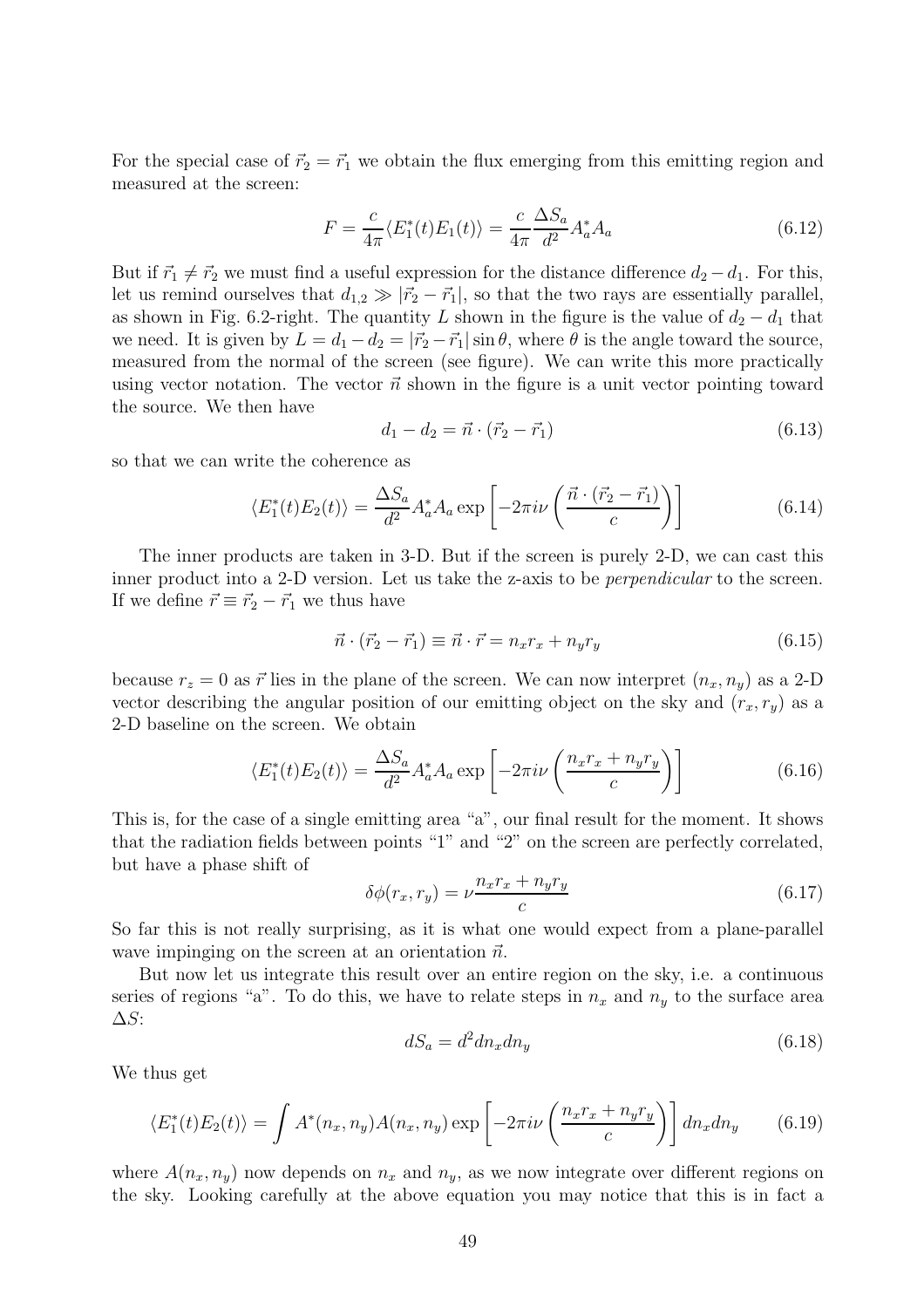For the special case of $\vec{r}_2 = \vec{r}_1$ we obtain the flux emerging from this emitting region and measured at the screen:

$$F = \frac{c}{4\pi}\langle E_1^*(t)E_1(t)\rangle = \frac{c}{4\pi}\frac{\Delta S_a}{d^2}A_a^*A_a \tag{6.12}$$

But if $\vec{r}_1 \neq \vec{r}_2$ we must find a useful expression for the distance difference $d_2 - d_1$. For this, let us remind ourselves that $d_{1,2} \gg |\vec{r}_2 - \vec{r}_1|$, so that the two rays are essentially parallel, as shown in Fig. 6.2-right. The quantity $L$ shown in the figure is the value of $d_2 - d_1$ that we need. It is given by $L = d_1 - d_2 = |\vec{r}_2 - \vec{r}_1|\sin\theta$, where $\theta$ is the angle toward the source, measured from the normal of the screen (see figure). We can write this more practically using vector notation. The vector $\vec{n}$ shown in the figure is a unit vector pointing toward the source. We then have

$$d_1 - d_2 = \vec{n}\cdot(\vec{r}_2 - \vec{r}_1) \tag{6.13}$$

so that we can write the coherence as

$$\langle E_1^*(t)E_2(t)\rangle = \frac{\Delta S_a}{d^2}A_a^*A_a \exp\left[-2\pi i\nu\left(\frac{\vec{n}\cdot(\vec{r}_2 - \vec{r}_1)}{c}\right)\right] \tag{6.14}$$

The inner products are taken in 3-D. But if the screen is purely 2-D, we can cast this inner product into a 2-D version. Let us take the z-axis to be *perpendicular* to the screen. If we define $\vec{r} \equiv \vec{r}_2 - \vec{r}_1$ we thus have

$$\vec{n}\cdot(\vec{r}_2 - \vec{r}_1) \equiv \vec{n}\cdot\vec{r} = n_x r_x + n_y r_y \tag{6.15}$$

because $r_z = 0$ as $\vec{r}$ lies in the plane of the screen. We can now interpret $(n_x, n_y)$ as a 2-D vector describing the angular position of our emitting object on the sky and $(r_x, r_y)$ as a 2-D baseline on the screen. We obtain

$$\langle E_1^*(t)E_2(t)\rangle = \frac{\Delta S_a}{d^2}A_a^*A_a \exp\left[-2\pi i\nu\left(\frac{n_x r_x + n_y r_y}{c}\right)\right] \tag{6.16}$$

This is, for the case of a single emitting area "a", our final result for the moment. It shows that the radiation fields between points "1" and "2" on the screen are perfectly correlated, but have a phase shift of

$$\delta\phi(r_x, r_y) = \nu\frac{n_x r_x + n_y r_y}{c} \tag{6.17}$$

So far this is not really surprising, as it is what one would expect from a plane-parallel wave impinging on the screen at an orientation $\vec{n}$.

But now let us integrate this result over an entire region on the sky, i.e. a continuous series of regions "a". To do this, we have to relate steps in $n_x$ and $n_y$ to the surface area $\Delta S$:

$$dS_a = d^2 dn_x dn_y \tag{6.18}$$

We thus get

$$\langle E_1^*(t)E_2(t)\rangle = \int A^*(n_x, n_y)A(n_x, n_y)\exp\left[-2\pi i\nu\left(\frac{n_x r_x + n_y r_y}{c}\right)\right]dn_x dn_y \tag{6.19}$$

where $A(n_x, n_y)$ now depends on $n_x$ and $n_y$, as we now integrate over different regions on the sky. Looking carefully at the above equation you may notice that this is in fact a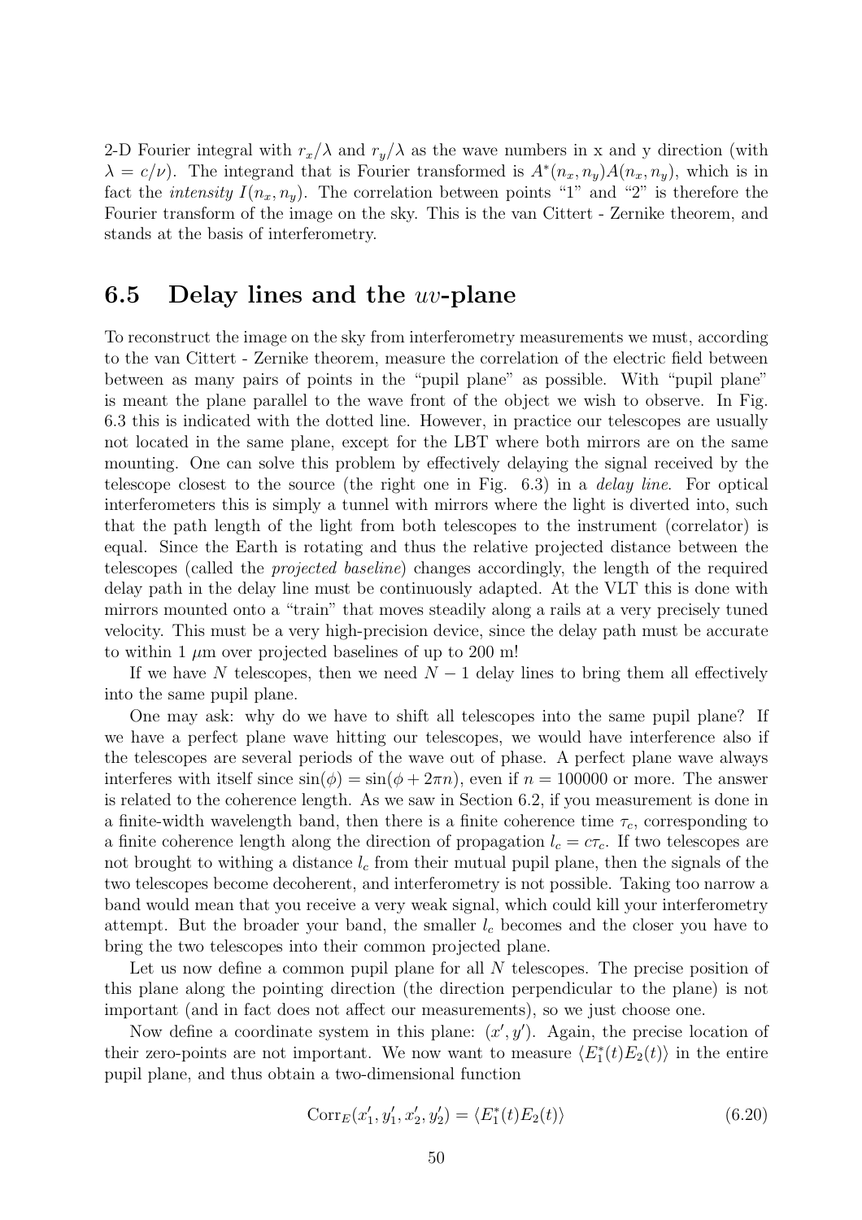2-D Fourier integral with $r_x/\lambda$ and $r_y/\lambda$ as the wave numbers in x and y direction (with $\lambda = c/\nu$). The integrand that is Fourier transformed is $A^*(n_x, n_y)A(n_x, n_y)$, which is in fact the *intensity* $I(n_x, n_y)$. The correlation between points "1" and "2" is therefore the Fourier transform of the image on the sky. This is the van Cittert - Zernike theorem, and stands at the basis of interferometry.

## 6.5 Delay lines and the $uv$-plane

To reconstruct the image on the sky from interferometry measurements we must, according to the van Cittert - Zernike theorem, measure the correlation of the electric field between between as many pairs of points in the "pupil plane" as possible. With "pupil plane" is meant the plane parallel to the wave front of the object we wish to observe. In Fig. 6.3 this is indicated with the dotted line. However, in practice our telescopes are usually not located in the same plane, except for the LBT where both mirrors are on the same mounting. One can solve this problem by effectively delaying the signal received by the telescope closest to the source (the right one in Fig. 6.3) in a *delay line*. For optical interferometers this is simply a tunnel with mirrors where the light is diverted into, such that the path length of the light from both telescopes to the instrument (correlator) is equal. Since the Earth is rotating and thus the relative projected distance between the telescopes (called the *projected baseline*) changes accordingly, the length of the required delay path in the delay line must be continuously adapted. At the VLT this is done with mirrors mounted onto a "train" that moves steadily along a rails at a very precisely tuned velocity. This must be a very high-precision device, since the delay path must be accurate to within 1 $\mu$m over projected baselines of up to 200 m!

If we have $N$ telescopes, then we need $N-1$ delay lines to bring them all effectively into the same pupil plane.

One may ask: why do we have to shift all telescopes into the same pupil plane? If we have a perfect plane wave hitting our telescopes, we would have interference also if the telescopes are several periods of the wave out of phase. A perfect plane wave always interferes with itself since $\sin(\phi) = \sin(\phi + 2\pi n)$, even if $n = 100000$ or more. The answer is related to the coherence length. As we saw in Section 6.2, if you measurement is done in a finite-width wavelength band, then there is a finite coherence time $\tau_c$, corresponding to a finite coherence length along the direction of propagation $l_c = c\tau_c$. If two telescopes are not brought to withing a distance $l_c$ from their mutual pupil plane, then the signals of the two telescopes become decoherent, and interferometry is not possible. Taking too narrow a band would mean that you receive a very weak signal, which could kill your interferometry attempt. But the broader your band, the smaller $l_c$ becomes and the closer you have to bring the two telescopes into their common projected plane.

Let us now define a common pupil plane for all $N$ telescopes. The precise position of this plane along the pointing direction (the direction perpendicular to the plane) is not important (and in fact does not affect our measurements), so we just choose one.

Now define a coordinate system in this plane: $(x', y')$. Again, the precise location of their zero-points are not important. We now want to measure $\langle E_1^*(t)E_2(t)\rangle$ in the entire pupil plane, and thus obtain a two-dimensional function

$$\mathrm{Corr}_E(x_1', y_1', x_2', y_2') = \langle E_1^*(t)E_2(t)\rangle \tag{6.20}$$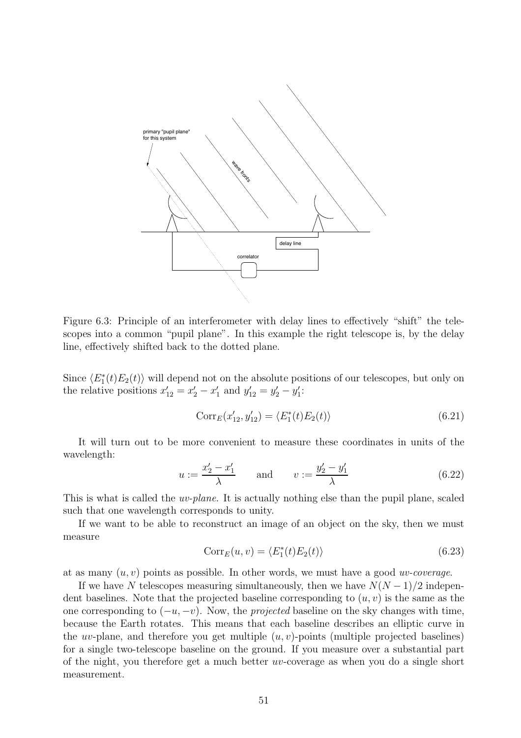Figure 6.3: Principle of an interferometer with delay lines to effectively "shift" the telescopes into a common "pupil plane". In this example the right telescope is, by the delay line, effectively shifted back to the dotted plane.

Since $\langle E_1^*(t)E_2(t)\rangle$ will depend not on the absolute positions of our telescopes, but only on the relative positions $x'_{12} = x'_2 - x'_1$ and $y'_{12} = y'_2 - y'_1$:

$$\mathrm{Corr}_E(x'_{12}, y'_{12}) = \langle E_1^*(t)E_2(t)\rangle \tag{6.21}$$

It will turn out to be more convenient to measure these coordinates in units of the wavelength:

$$u := \frac{x'_2 - x'_1}{\lambda} \qquad \text{and} \qquad v := \frac{y'_2 - y'_1}{\lambda} \tag{6.22}$$

This is what is called the *uv-plane*. It is actually nothing else than the pupil plane, scaled such that one wavelength corresponds to unity.

If we want to be able to reconstruct an image of an object on the sky, then we must measure

$$\mathrm{Corr}_E(u, v) = \langle E_1^*(t)E_2(t)\rangle \tag{6.23}$$

at as many $(u, v)$ points as possible. In other words, we must have a good *uv-coverage*.

If we have $N$ telescopes measuring simultaneously, then we have $N(N-1)/2$ independent baselines. Note that the projected baseline corresponding to $(u, v)$ is the same as the one corresponding to $(-u, -v)$. Now, the *projected* baseline on the sky changes with time, because the Earth rotates. This means that each baseline describes an elliptic curve in the $uv$-plane, and therefore you get multiple $(u, v)$-points (multiple projected baselines) for a single two-telescope baseline on the ground. If you measure over a substantial part of the night, you therefore get a much better $uv$-coverage as when you do a single short measurement.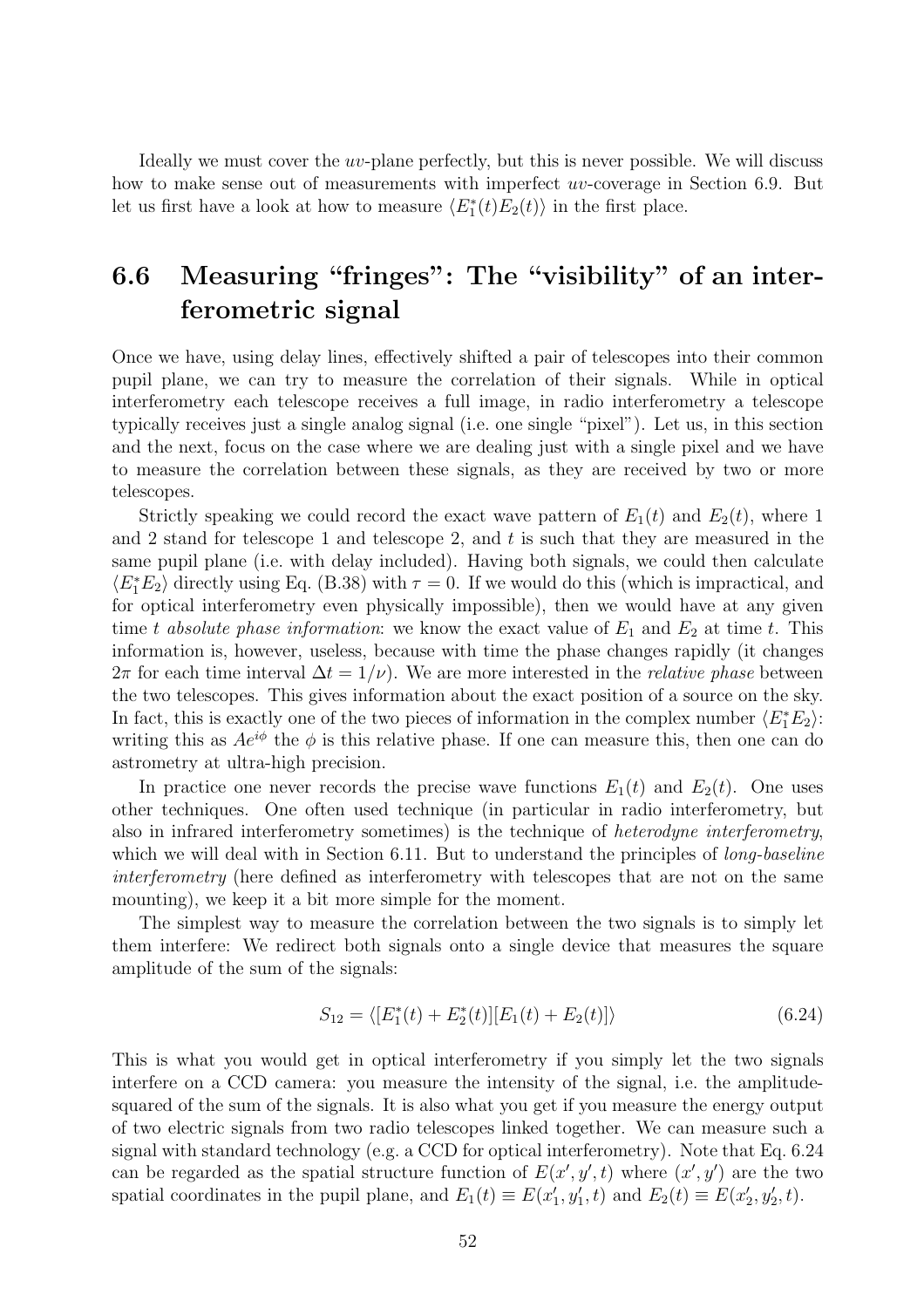Ideally we must cover the $uv$-plane perfectly, but this is never possible. We will discuss how to make sense out of measurements with imperfect $uv$-coverage in Section 6.9. But let us first have a look at how to measure $\langle E_1^*(t)E_2(t)\rangle$ in the first place.

## 6.6 Measuring "fringes": The "visibility" of an interferometric signal

Once we have, using delay lines, effectively shifted a pair of telescopes into their common pupil plane, we can try to measure the correlation of their signals. While in optical interferometry each telescope receives a full image, in radio interferometry a telescope typically receives just a single analog signal (i.e. one single "pixel"). Let us, in this section and the next, focus on the case where we are dealing just with a single pixel and we have to measure the correlation between these signals, as they are received by two or more telescopes.

Strictly speaking we could record the exact wave pattern of $E_1(t)$ and $E_2(t)$, where 1 and 2 stand for telescope 1 and telescope 2, and $t$ is such that they are measured in the same pupil plane (i.e. with delay included). Having both signals, we could then calculate $\langle E_1^*E_2\rangle$ directly using Eq. (B.38) with $\tau = 0$. If we would do this (which is impractical, and for optical interferometry even physically impossible), then we would have at any given time $t$ *absolute phase information*: we know the exact value of $E_1$ and $E_2$ at time $t$. This information is, however, useless, because with time the phase changes rapidly (it changes $2\pi$ for each time interval $\Delta t = 1/\nu$). We are more interested in the *relative phase* between the two telescopes. This gives information about the exact position of a source on the sky. In fact, this is exactly one of the two pieces of information in the complex number $\langle E_1^*E_2\rangle$: writing this as $Ae^{i\phi}$ the $\phi$ is this relative phase. If one can measure this, then one can do astrometry at ultra-high precision.

In practice one never records the precise wave functions $E_1(t)$ and $E_2(t)$. One uses other techniques. One often used technique (in particular in radio interferometry, but also in infrared interferometry sometimes) is the technique of *heterodyne interferometry*, which we will deal with in Section 6.11. But to understand the principles of *long-baseline interferometry* (here defined as interferometry with telescopes that are not on the same mounting), we keep it a bit more simple for the moment.

The simplest way to measure the correlation between the two signals is to simply let them interfere: We redirect both signals onto a single device that measures the square amplitude of the sum of the signals:

$$S_{12} = \langle [E_1^*(t) + E_2^*(t)][E_1(t) + E_2(t)]\rangle \tag{6.24}$$

This is what you would get in optical interferometry if you simply let the two signals interfere on a CCD camera: you measure the intensity of the signal, i.e. the amplitude-squared of the sum of the signals. It is also what you get if you measure the energy output of two electric signals from two radio telescopes linked together. We can measure such a signal with standard technology (e.g. a CCD for optical interferometry). Note that Eq. 6.24 can be regarded as the spatial structure function of $E(x', y', t)$ where $(x', y')$ are the two spatial coordinates in the pupil plane, and $E_1(t) \equiv E(x_1', y_1', t)$ and $E_2(t) \equiv E(x_2', y_2', t)$.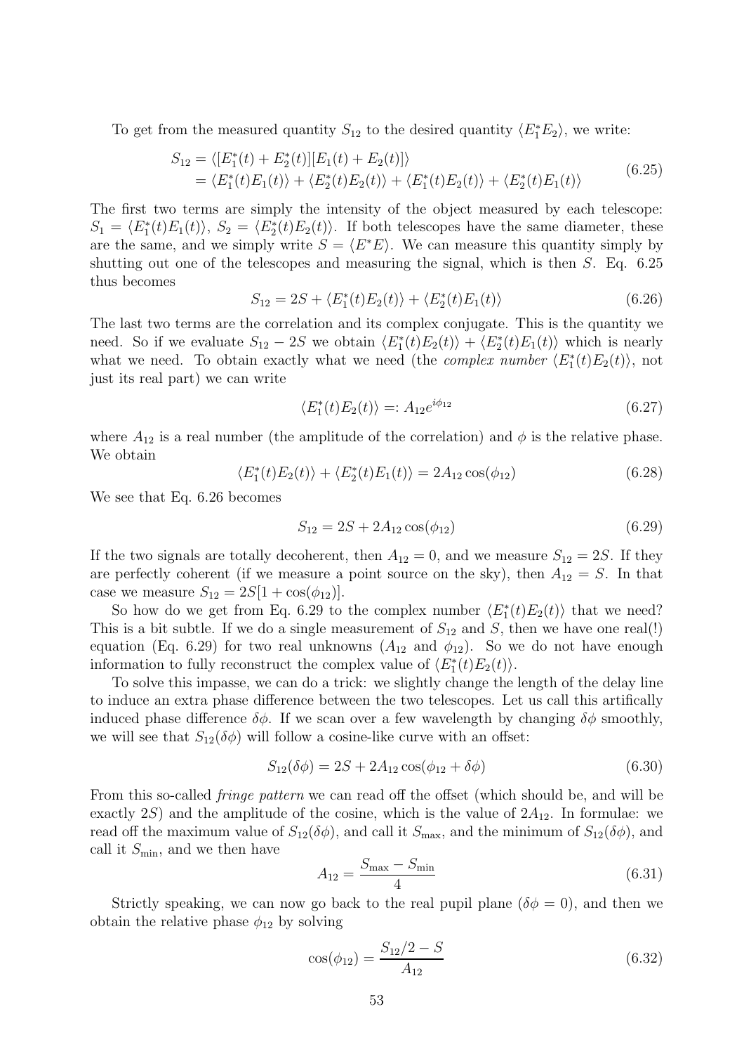To get from the measured quantity $S_{12}$ to the desired quantity $\langle E_1^* E_2 \rangle$, we write:

$$
\begin{aligned}
S_{12} &= \langle [E_1^*(t) + E_2^*(t)][E_1(t) + E_2(t)] \rangle \\
&= \langle E_1^*(t)E_1(t) \rangle + \langle E_2^*(t)E_2(t) \rangle + \langle E_1^*(t)E_2(t) \rangle + \langle E_2^*(t)E_1(t) \rangle
\end{aligned}
\tag{6.25}
$$

The first two terms are simply the intensity of the object measured by each telescope: $S_1 = \langle E_1^*(t)E_1(t) \rangle$, $S_2 = \langle E_2^*(t)E_2(t) \rangle$. If both telescopes have the same diameter, these are the same, and we simply write $S = \langle E^* E \rangle$. We can measure this quantity simply by shutting out one of the telescopes and measuring the signal, which is then $S$. Eq. 6.25 thus becomes

$$
S_{12} = 2S + \langle E_1^*(t)E_2(t) \rangle + \langle E_2^*(t)E_1(t) \rangle \tag{6.26}
$$

The last two terms are the correlation and its complex conjugate. This is the quantity we need. So if we evaluate $S_{12} - 2S$ we obtain $\langle E_1^*(t)E_2(t) \rangle + \langle E_2^*(t)E_1(t) \rangle$ which is nearly what we need. To obtain exactly what we need (the *complex number* $\langle E_1^*(t)E_2(t) \rangle$, not just its real part) we can write

$$
\langle E_1^*(t)E_2(t) \rangle =: A_{12} e^{i\phi_{12}} \tag{6.27}
$$

where $A_{12}$ is a real number (the amplitude of the correlation) and $\phi$ is the relative phase. We obtain

$$
\langle E_1^*(t)E_2(t) \rangle + \langle E_2^*(t)E_1(t) \rangle = 2A_{12}\cos(\phi_{12}) \tag{6.28}
$$

We see that Eq. 6.26 becomes

$$
S_{12} = 2S + 2A_{12}\cos(\phi_{12}) \tag{6.29}
$$

If the two signals are totally decoherent, then $A_{12} = 0$, and we measure $S_{12} = 2S$. If they are perfectly coherent (if we measure a point source on the sky), then $A_{12} = S$. In that case we measure $S_{12} = 2S[1 + \cos(\phi_{12})]$.

So how do we get from Eq. 6.29 to the complex number $\langle E_1^*(t)E_2(t) \rangle$ that we need? This is a bit subtle. If we do a single measurement of $S_{12}$ and $S$, then we have one real(!) equation (Eq. 6.29) for two real unknowns ($A_{12}$ and $\phi_{12}$). So we do not have enough information to fully reconstruct the complex value of $\langle E_1^*(t)E_2(t) \rangle$.

To solve this impasse, we can do a trick: we slightly change the length of the delay line to induce an extra phase difference between the two telescopes. Let us call this artifically induced phase difference $\delta\phi$. If we scan over a few wavelength by changing $\delta\phi$ smoothly, we will see that $S_{12}(\delta\phi)$ will follow a cosine-like curve with an offset:

$$
S_{12}(\delta\phi) = 2S + 2A_{12}\cos(\phi_{12} + \delta\phi) \tag{6.30}
$$

From this so-called *fringe pattern* we can read off the offset (which should be, and will be exactly $2S$) and the amplitude of the cosine, which is the value of $2A_{12}$. In formulae: we read off the maximum value of $S_{12}(\delta\phi)$, and call it $S_{\max}$, and the minimum of $S_{12}(\delta\phi)$, and call it $S_{\min}$, and we then have

$$
A_{12} = \frac{S_{\max} - S_{\min}}{4} \tag{6.31}
$$

Strictly speaking, we can now go back to the real pupil plane ($\delta\phi = 0$), and then we obtain the relative phase $\phi_{12}$ by solving

$$
\cos(\phi_{12}) = \frac{S_{12}/2 - S}{A_{12}} \tag{6.32}
$$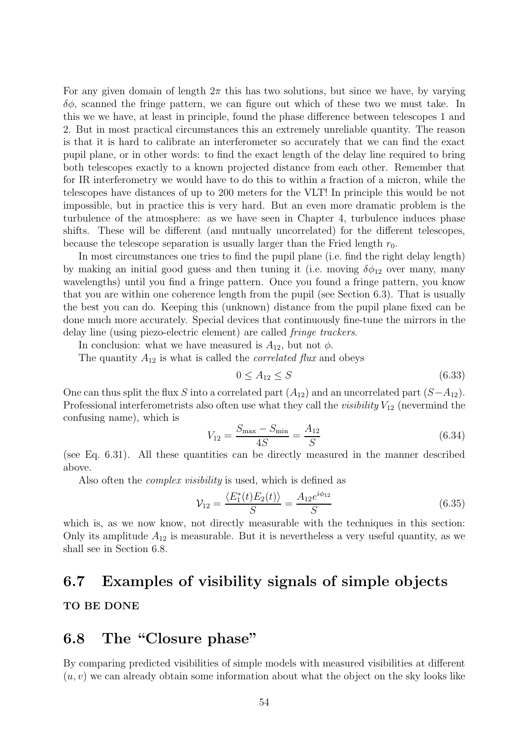For any given domain of length $2\pi$ this has two solutions, but since we have, by varying $\delta\phi$, scanned the fringe pattern, we can figure out which of these two we must take. In this we we have, at least in principle, found the phase difference between telescopes 1 and 2. But in most practical circumstances this an extremely unreliable quantity. The reason is that it is hard to calibrate an interferometer so accurately that we can find the exact pupil plane, or in other words: to find the exact length of the delay line required to bring both telescopes exactly to a known projected distance from each other. Remember that for IR interferometry we would have to do this to within a fraction of a micron, while the telescopes have distances of up to 200 meters for the VLT! In principle this would be not impossible, but in practice this is very hard. But an even more dramatic problem is the turbulence of the atmosphere: as we have seen in Chapter 4, turbulence induces phase shifts. These will be different (and mutually uncorrelated) for the different telescopes, because the telescope separation is usually larger than the Fried length $r_0$.

In most circumstances one tries to find the pupil plane (i.e. find the right delay length) by making an initial good guess and then tuning it (i.e. moving $\delta\phi_{12}$ over many, many wavelengths) until you find a fringe pattern. Once you found a fringe pattern, you know that you are within one coherence length from the pupil (see Section 6.3). That is usually the best you can do. Keeping this (unknown) distance from the pupil plane fixed can be done much more accurately. Special devices that continuously fine-tune the mirrors in the delay line (using piezo-electric element) are called *fringe trackers*.

In conclusion: what we have measured is $A_{12}$, but not $\phi$.

The quantity $A_{12}$ is what is called the *correlated flux* and obeys

$$0 \leq A_{12} \leq S \tag{6.33}$$

One can thus split the flux $S$ into a correlated part ($A_{12}$) and an uncorrelated part ($S - A_{12}$). Professional interferometrists also often use what they call the *visibility* $V_{12}$ (nevermind the confusing name), which is

$$V_{12} = \frac{S_{\max} - S_{\min}}{4S} = \frac{A_{12}}{S} \tag{6.34}$$

(see Eq. 6.31). All these quantities can be directly measured in the manner described above.

Also often the *complex visibility* is used, which is defined as

$$\mathcal{V}_{12} = \frac{\langle E_1^*(t) E_2(t) \rangle}{S} = \frac{A_{12} e^{i\phi_{12}}}{S} \tag{6.35}$$

which is, as we now know, not directly measurable with the techniques in this section: Only its amplitude $A_{12}$ is measurable. But it is nevertheless a very useful quantity, as we shall see in Section 6.8.

## 6.7 Examples of visibility signals of simple objects

**TO BE DONE**

## 6.8 The "Closure phase"

By comparing predicted visibilities of simple models with measured visibilities at different $(u, v)$ we can already obtain some information about what the object on the sky looks like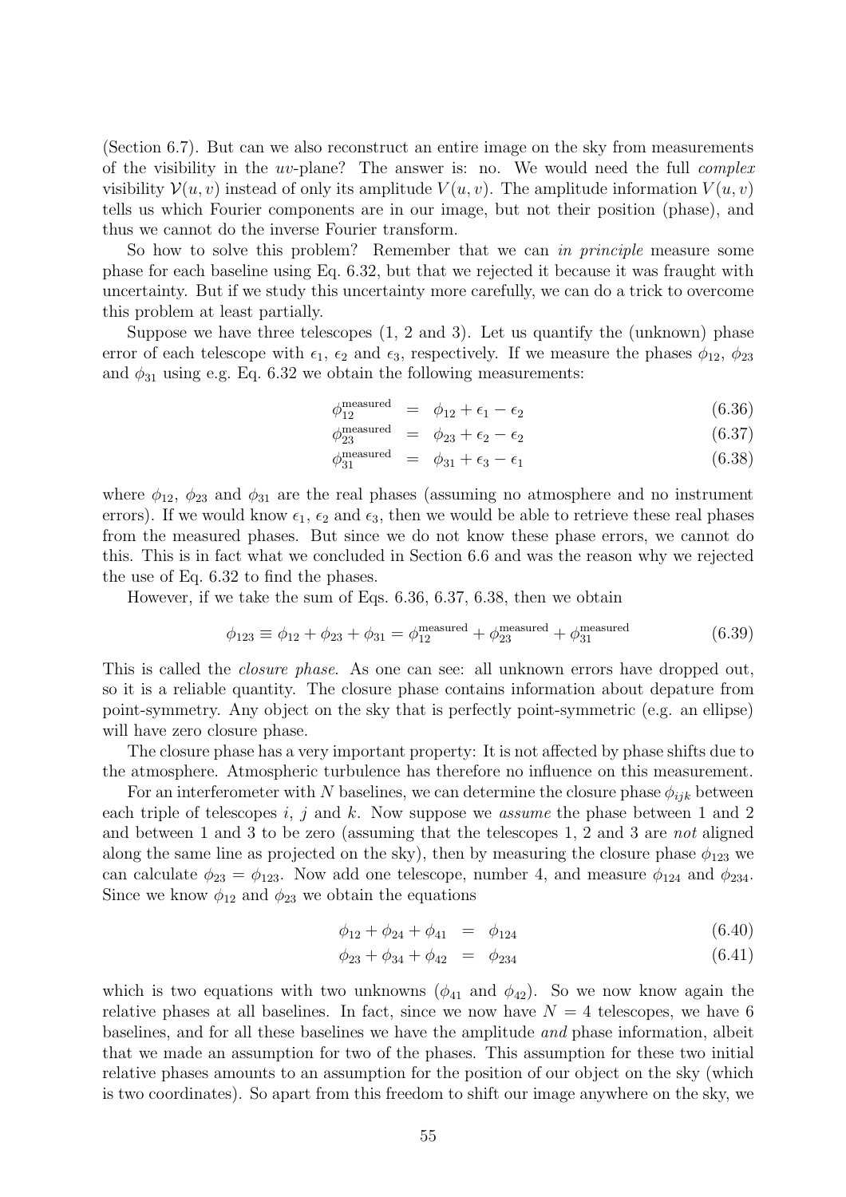(Section 6.7). But can we also reconstruct an entire image on the sky from measurements of the visibility in the $uv$-plane? The answer is: no. We would need the full *complex* visibility $\mathcal{V}(u, v)$ instead of only its amplitude $V(u, v)$. The amplitude information $V(u, v)$ tells us which Fourier components are in our image, but not their position (phase), and thus we cannot do the inverse Fourier transform.

So how to solve this problem? Remember that we can *in principle* measure some phase for each baseline using Eq. 6.32, but that we rejected it because it was fraught with uncertainty. But if we study this uncertainty more carefully, we can do a trick to overcome this problem at least partially.

Suppose we have three telescopes (1, 2 and 3). Let us quantify the (unknown) phase error of each telescope with $\epsilon_1$, $\epsilon_2$ and $\epsilon_3$, respectively. If we measure the phases $\phi_{12}$, $\phi_{23}$ and $\phi_{31}$ using e.g. Eq. 6.32 we obtain the following measurements:

$$\phi_{12}^{\text{measured}} = \phi_{12} + \epsilon_1 - \epsilon_2 \tag{6.36}$$

$$\phi_{23}^{\text{measured}} = \phi_{23} + \epsilon_2 - \epsilon_2 \tag{6.37}$$

$$\phi_{31}^{\text{measured}} = \phi_{31} + \epsilon_3 - \epsilon_1 \tag{6.38}$$

where $\phi_{12}$, $\phi_{23}$ and $\phi_{31}$ are the real phases (assuming no atmosphere and no instrument errors). If we would know $\epsilon_1$, $\epsilon_2$ and $\epsilon_3$, then we would be able to retrieve these real phases from the measured phases. But since we do not know these phase errors, we cannot do this. This is in fact what we concluded in Section 6.6 and was the reason why we rejected the use of Eq. 6.32 to find the phases.

However, if we take the sum of Eqs. 6.36, 6.37, 6.38, then we obtain

$$\phi_{123} \equiv \phi_{12} + \phi_{23} + \phi_{31} = \phi_{12}^{\text{measured}} + \phi_{23}^{\text{measured}} + \phi_{31}^{\text{measured}} \tag{6.39}$$

This is called the *closure phase*. As one can see: all unknown errors have dropped out, so it is a reliable quantity. The closure phase contains information about depature from point-symmetry. Any object on the sky that is perfectly point-symmetric (e.g. an ellipse) will have zero closure phase.

The closure phase has a very important property: It is not affected by phase shifts due to the atmosphere. Atmospheric turbulence has therefore no influence on this measurement.

For an interferometer with $N$ baselines, we can determine the closure phase $\phi_{ijk}$ between each triple of telescopes $i$, $j$ and $k$. Now suppose we *assume* the phase between 1 and 2 and between 1 and 3 to be zero (assuming that the telescopes 1, 2 and 3 are *not* aligned along the same line as projected on the sky), then by measuring the closure phase $\phi_{123}$ we can calculate $\phi_{23} = \phi_{123}$. Now add one telescope, number 4, and measure $\phi_{124}$ and $\phi_{234}$. Since we know $\phi_{12}$ and $\phi_{23}$ we obtain the equations

$$\phi_{12} + \phi_{24} + \phi_{41} = \phi_{124} \tag{6.40}$$

$$\phi_{23} + \phi_{34} + \phi_{42} = \phi_{234} \tag{6.41}$$

which is two equations with two unknowns ($\phi_{41}$ and $\phi_{42}$). So we now know again the relative phases at all baselines. In fact, since we now have $N = 4$ telescopes, we have 6 baselines, and for all these baselines we have the amplitude *and* phase information, albeit that we made an assumption for two of the phases. This assumption for these two initial relative phases amounts to an assumption for the position of our object on the sky (which is two coordinates). So apart from this freedom to shift our image anywhere on the sky, we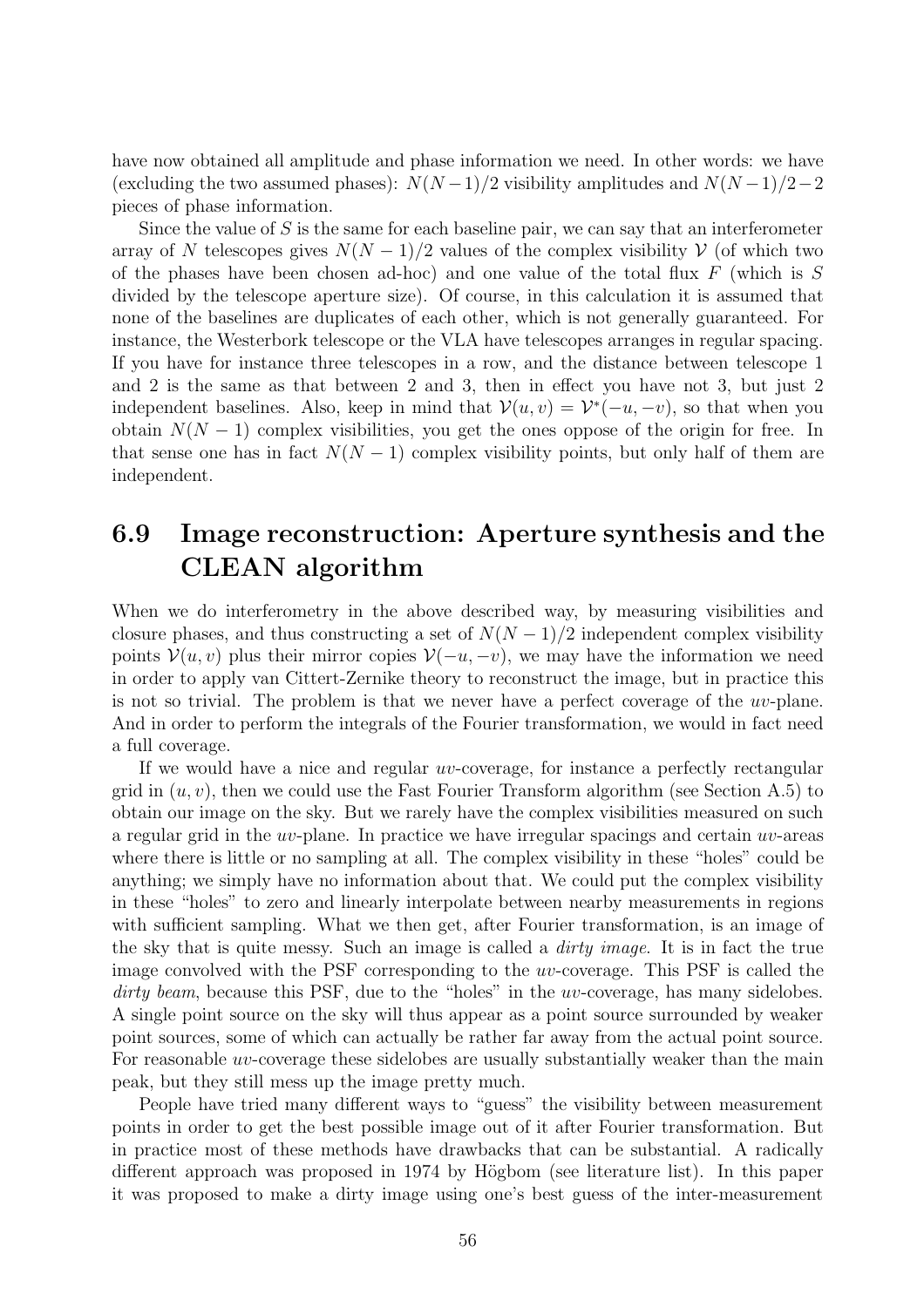have now obtained all amplitude and phase information we need. In other words: we have (excluding the two assumed phases): $N(N-1)/2$ visibility amplitudes and $N(N-1)/2-2$ pieces of phase information.

Since the value of $S$ is the same for each baseline pair, we can say that an interferometer array of $N$ telescopes gives $N(N-1)/2$ values of the complex visibility $\mathcal{V}$ (of which two of the phases have been chosen ad-hoc) and one value of the total flux $F$ (which is $S$ divided by the telescope aperture size). Of course, in this calculation it is assumed that none of the baselines are duplicates of each other, which is not generally guaranteed. For instance, the Westerbork telescope or the VLA have telescopes arranges in regular spacing. If you have for instance three telescopes in a row, and the distance between telescope 1 and 2 is the same as that between 2 and 3, then in effect you have not 3, but just 2 independent baselines. Also, keep in mind that $\mathcal{V}(u,v) = \mathcal{V}^*(-u,-v)$, so that when you obtain $N(N-1)$ complex visibilities, you get the ones oppose of the origin for free. In that sense one has in fact $N(N-1)$ complex visibility points, but only half of them are independent.

## 6.9 Image reconstruction: Aperture synthesis and the CLEAN algorithm

When we do interferometry in the above described way, by measuring visibilities and closure phases, and thus constructing a set of $N(N-1)/2$ independent complex visibility points $\mathcal{V}(u,v)$ plus their mirror copies $\mathcal{V}(-u,-v)$, we may have the information we need in order to apply van Cittert-Zernike theory to reconstruct the image, but in practice this is not so trivial. The problem is that we never have a perfect coverage of the $uv$-plane. And in order to perform the integrals of the Fourier transformation, we would in fact need a full coverage.

If we would have a nice and regular $uv$-coverage, for instance a perfectly rectangular grid in $(u,v)$, then we could use the Fast Fourier Transform algorithm (see Section A.5) to obtain our image on the sky. But we rarely have the complex visibilities measured on such a regular grid in the $uv$-plane. In practice we have irregular spacings and certain $uv$-areas where there is little or no sampling at all. The complex visibility in these "holes" could be anything; we simply have no information about that. We could put the complex visibility in these "holes" to zero and linearly interpolate between nearby measurements in regions with sufficient sampling. What we then get, after Fourier transformation, is an image of the sky that is quite messy. Such an image is called a *dirty image*. It is in fact the true image convolved with the PSF corresponding to the $uv$-coverage. This PSF is called the *dirty beam*, because this PSF, due to the "holes" in the $uv$-coverage, has many sidelobes. A single point source on the sky will thus appear as a point source surrounded by weaker point sources, some of which can actually be rather far away from the actual point source. For reasonable $uv$-coverage these sidelobes are usually substantially weaker than the main peak, but they still mess up the image pretty much.

People have tried many different ways to "guess" the visibility between measurement points in order to get the best possible image out of it after Fourier transformation. But in practice most of these methods have drawbacks that can be substantial. A radically different approach was proposed in 1974 by Högbom (see literature list). In this paper it was proposed to make a dirty image using one's best guess of the inter-measurement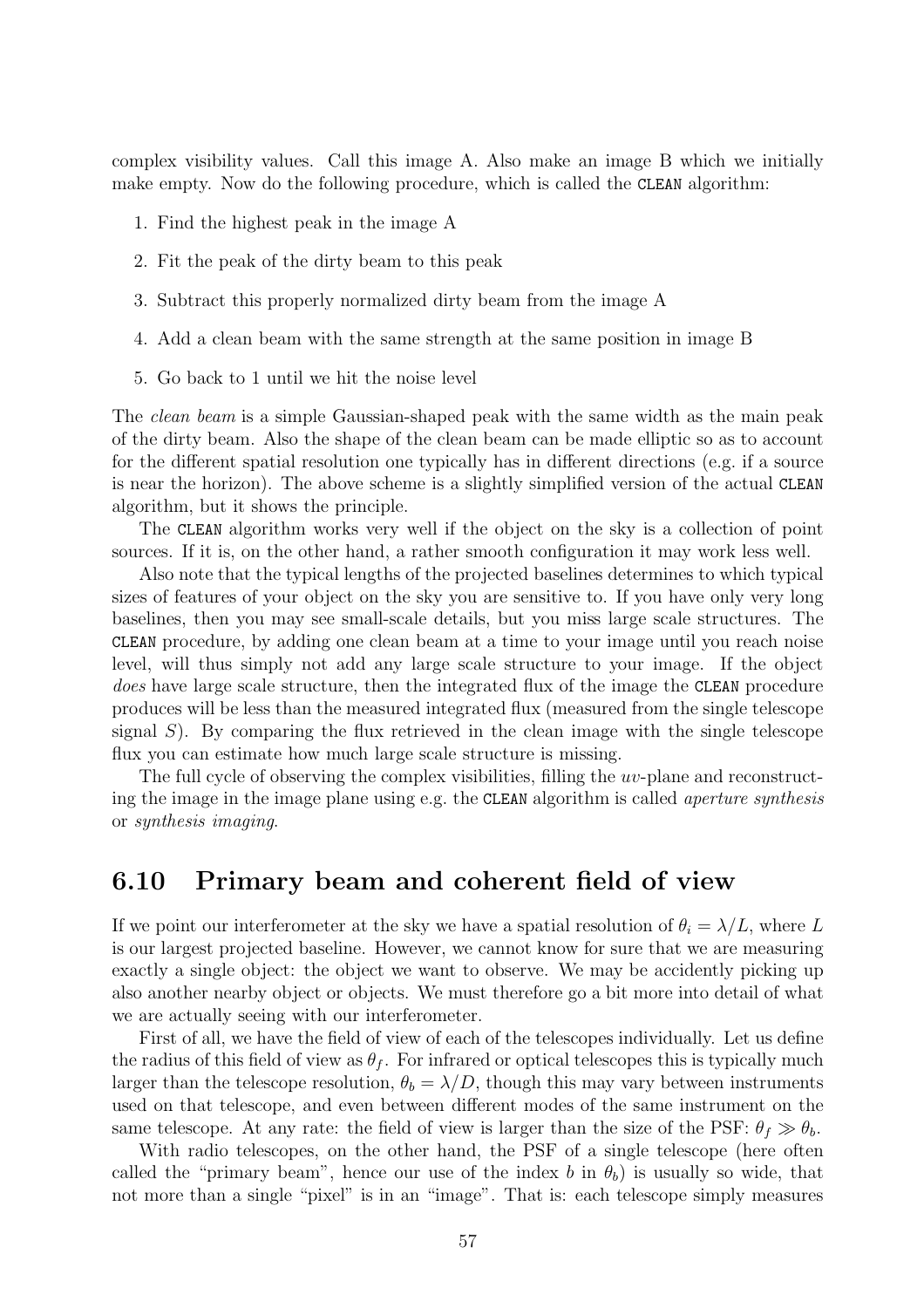complex visibility values. Call this image A. Also make an image B which we initially make empty. Now do the following procedure, which is called the `CLEAN` algorithm:

1. Find the highest peak in the image A
2. Fit the peak of the dirty beam to this peak
3. Subtract this properly normalized dirty beam from the image A
4. Add a clean beam with the same strength at the same position in image B
5. Go back to 1 until we hit the noise level

The *clean beam* is a simple Gaussian-shaped peak with the same width as the main peak of the dirty beam. Also the shape of the clean beam can be made elliptic so as to account for the different spatial resolution one typically has in different directions (e.g. if a source is near the horizon). The above scheme is a slightly simplified version of the actual `CLEAN` algorithm, but it shows the principle.

The `CLEAN` algorithm works very well if the object on the sky is a collection of point sources. If it is, on the other hand, a rather smooth configuration it may work less well.

Also note that the typical lengths of the projected baselines determines to which typical sizes of features of your object on the sky you are sensitive to. If you have only very long baselines, then you may see small-scale details, but you miss large scale structures. The `CLEAN` procedure, by adding one clean beam at a time to your image until you reach noise level, will thus simply not add any large scale structure to your image. If the object *does* have large scale structure, then the integrated flux of the image the `CLEAN` procedure produces will be less than the measured integrated flux (measured from the single telescope signal $S$). By comparing the flux retrieved in the clean image with the single telescope flux you can estimate how much large scale structure is missing.

The full cycle of observing the complex visibilities, filling the $uv$-plane and reconstructing the image in the image plane using e.g. the `CLEAN` algorithm is called *aperture synthesis* or *synthesis imaging*.

## 6.10 Primary beam and coherent field of view

If we point our interferometer at the sky we have a spatial resolution of $\theta_i = \lambda/L$, where $L$ is our largest projected baseline. However, we cannot know for sure that we are measuring exactly a single object: the object we want to observe. We may be accidently picking up also another nearby object or objects. We must therefore go a bit more into detail of what we are actually seeing with our interferometer.

First of all, we have the field of view of each of the telescopes individually. Let us define the radius of this field of view as $\theta_f$. For infrared or optical telescopes this is typically much larger than the telescope resolution, $\theta_b = \lambda/D$, though this may vary between instruments used on that telescope, and even between different modes of the same instrument on the same telescope. At any rate: the field of view is larger than the size of the PSF: $\theta_f \gg \theta_b$.

With radio telescopes, on the other hand, the PSF of a single telescope (here often called the "primary beam", hence our use of the index $b$ in $\theta_b$) is usually so wide, that not more than a single "pixel" is in an "image". That is: each telescope simply measures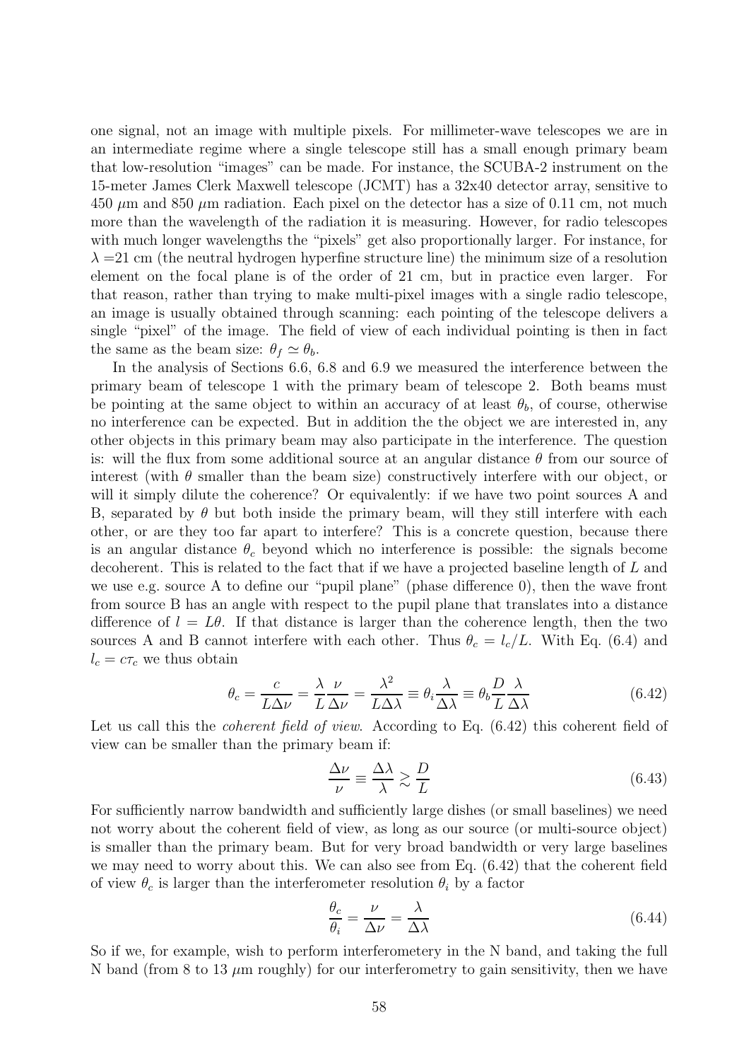one signal, not an image with multiple pixels. For millimeter-wave telescopes we are in an intermediate regime where a single telescope still has a small enough primary beam that low-resolution "images" can be made. For instance, the SCUBA-2 instrument on the 15-meter James Clerk Maxwell telescope (JCMT) has a 32x40 detector array, sensitive to 450 $\mu$m and 850 $\mu$m radiation. Each pixel on the detector has a size of 0.11 cm, not much more than the wavelength of the radiation it is measuring. However, for radio telescopes with much longer wavelengths the "pixels" get also proportionally larger. For instance, for $\lambda$ =21 cm (the neutral hydrogen hyperfine structure line) the minimum size of a resolution element on the focal plane is of the order of 21 cm, but in practice even larger. For that reason, rather than trying to make multi-pixel images with a single radio telescope, an image is usually obtained through scanning: each pointing of the telescope delivers a single "pixel" of the image. The field of view of each individual pointing is then in fact the same as the beam size: $\theta_f \simeq \theta_b$.

In the analysis of Sections 6.6, 6.8 and 6.9 we measured the interference between the primary beam of telescope 1 with the primary beam of telescope 2. Both beams must be pointing at the same object to within an accuracy of at least $\theta_b$, of course, otherwise no interference can be expected. But in addition the the object we are interested in, any other objects in this primary beam may also participate in the interference. The question is: will the flux from some additional source at an angular distance $\theta$ from our source of interest (with $\theta$ smaller than the beam size) constructively interfere with our object, or will it simply dilute the coherence? Or equivalently: if we have two point sources A and B, separated by $\theta$ but both inside the primary beam, will they still interfere with each other, or are they too far apart to interfere? This is a concrete question, because there is an angular distance $\theta_c$ beyond which no interference is possible: the signals become decoherent. This is related to the fact that if we have a projected baseline length of $L$ and we use e.g. source A to define our "pupil plane" (phase difference 0), then the wave front from source B has an angle with respect to the pupil plane that translates into a distance difference of $l = L\theta$. If that distance is larger than the coherence length, then the two sources A and B cannot interfere with each other. Thus $\theta_c = l_c/L$. With Eq. (6.4) and $l_c = c\tau_c$ we thus obtain

$$\theta_c = \frac{c}{L\Delta\nu} = \frac{\lambda}{L}\frac{\nu}{\Delta\nu} = \frac{\lambda^2}{L\Delta\lambda} \equiv \theta_i \frac{\lambda}{\Delta\lambda} \equiv \theta_b \frac{D}{L}\frac{\lambda}{\Delta\lambda} \tag{6.42}$$

Let us call this the *coherent field of view*. According to Eq. (6.42) this coherent field of view can be smaller than the primary beam if:

$$\frac{\Delta\nu}{\nu} \equiv \frac{\Delta\lambda}{\lambda} \gtrsim \frac{D}{L} \tag{6.43}$$

For sufficiently narrow bandwidth and sufficiently large dishes (or small baselines) we need not worry about the coherent field of view, as long as our source (or multi-source object) is smaller than the primary beam. But for very broad bandwidth or very large baselines we may need to worry about this. We can also see from Eq. (6.42) that the coherent field of view $\theta_c$ is larger than the interferometer resolution $\theta_i$ by a factor

$$\frac{\theta_c}{\theta_i} = \frac{\nu}{\Delta\nu} = \frac{\lambda}{\Delta\lambda} \tag{6.44}$$

So if we, for example, wish to perform interferometery in the N band, and taking the full N band (from 8 to 13 $\mu$m roughly) for our interferometry to gain sensitivity, then we have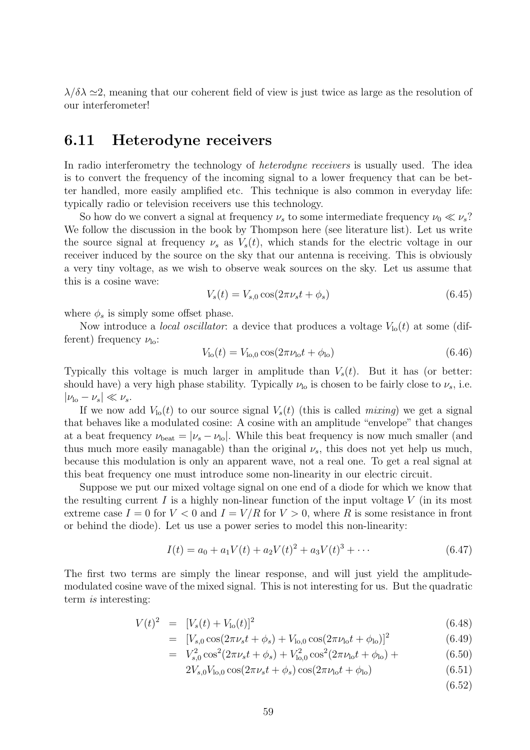$\lambda/\delta\lambda \simeq 2$, meaning that our coherent field of view is just twice as large as the resolution of our interferometer!

## 6.11 Heterodyne receivers

In radio interferometry the technology of *heterodyne receivers* is usually used. The idea is to convert the frequency of the incoming signal to a lower frequency that can be better handled, more easily amplified etc. This technique is also common in everyday life: typically radio or television receivers use this technology.

So how do we convert a signal at frequency $\nu_s$ to some intermediate frequency $\nu_0 \ll \nu_s$? We follow the discussion in the book by Thompson here (see literature list). Let us write the source signal at frequency $\nu_s$ as $V_s(t)$, which stands for the electric voltage in our receiver induced by the source on the sky that our antenna is receiving. This is obviously a very tiny voltage, as we wish to observe weak sources on the sky. Let us assume that this is a cosine wave:

$$V_s(t) = V_{s,0} \cos(2\pi\nu_s t + \phi_s) \tag{6.45}$$

where $\phi_s$ is simply some offset phase.

Now introduce a *local oscillator*: a device that produces a voltage $V_{\rm lo}(t)$ at some (different) frequency $\nu_{\rm lo}$:

$$V_{\rm lo}(t) = V_{{\rm lo},0} \cos(2\pi\nu_{\rm lo} t + \phi_{\rm lo}) \tag{6.46}$$

Typically this voltage is much larger in amplitude than $V_s(t)$. But it has (or better: should have) a very high phase stability. Typically $\nu_{\rm lo}$ is chosen to be fairly close to $\nu_s$, i.e. $|\nu_{\rm lo} - \nu_s| \ll \nu_s$.

If we now add $V_{\rm lo}(t)$ to our source signal $V_s(t)$ (this is called *mixing*) we get a signal that behaves like a modulated cosine: A cosine with an amplitude "envelope" that changes at a beat frequency $\nu_{\rm beat} = |\nu_s - \nu_{\rm lo}|$. While this beat frequency is now much smaller (and thus much more easily managable) than the original $\nu_s$, this does not yet help us much, because this modulation is only an apparent wave, not a real one. To get a real signal at this beat frequency one must introduce some non-linearity in our electric circuit.

Suppose we put our mixed voltage signal on one end of a diode for which we know that the resulting current $I$ is a highly non-linear function of the input voltage $V$ (in its most extreme case $I = 0$ for $V < 0$ and $I = V/R$ for $V > 0$, where $R$ is some resistance in front or behind the diode). Let us use a power series to model this non-linearity:

$$I(t) = a_0 + a_1 V(t) + a_2 V(t)^2 + a_3 V(t)^3 + \cdots \tag{6.47}$$

The first two terms are simply the linear response, and will just yield the amplitude-modulated cosine wave of the mixed signal. This is not interesting for us. But the quadratic term *is* interesting:

$$\begin{aligned}
V(t)^2 &= [V_s(t) + V_{\rm lo}(t)]^2 && (6.48)\\
&= [V_{s,0} \cos(2\pi\nu_s t + \phi_s) + V_{{\rm lo},0} \cos(2\pi\nu_{\rm lo} t + \phi_{\rm lo})]^2 && (6.49)\\
&= V_{s,0}^2 \cos^2(2\pi\nu_s t + \phi_s) + V_{{\rm lo},0}^2 \cos^2(2\pi\nu_{\rm lo} t + \phi_{\rm lo}) + && (6.50)\\
&\quad\; 2V_{s,0} V_{{\rm lo},0} \cos(2\pi\nu_s t + \phi_s) \cos(2\pi\nu_{\rm lo} t + \phi_{\rm lo}) && (6.51)\\
& && (6.52)
\end{aligned}$$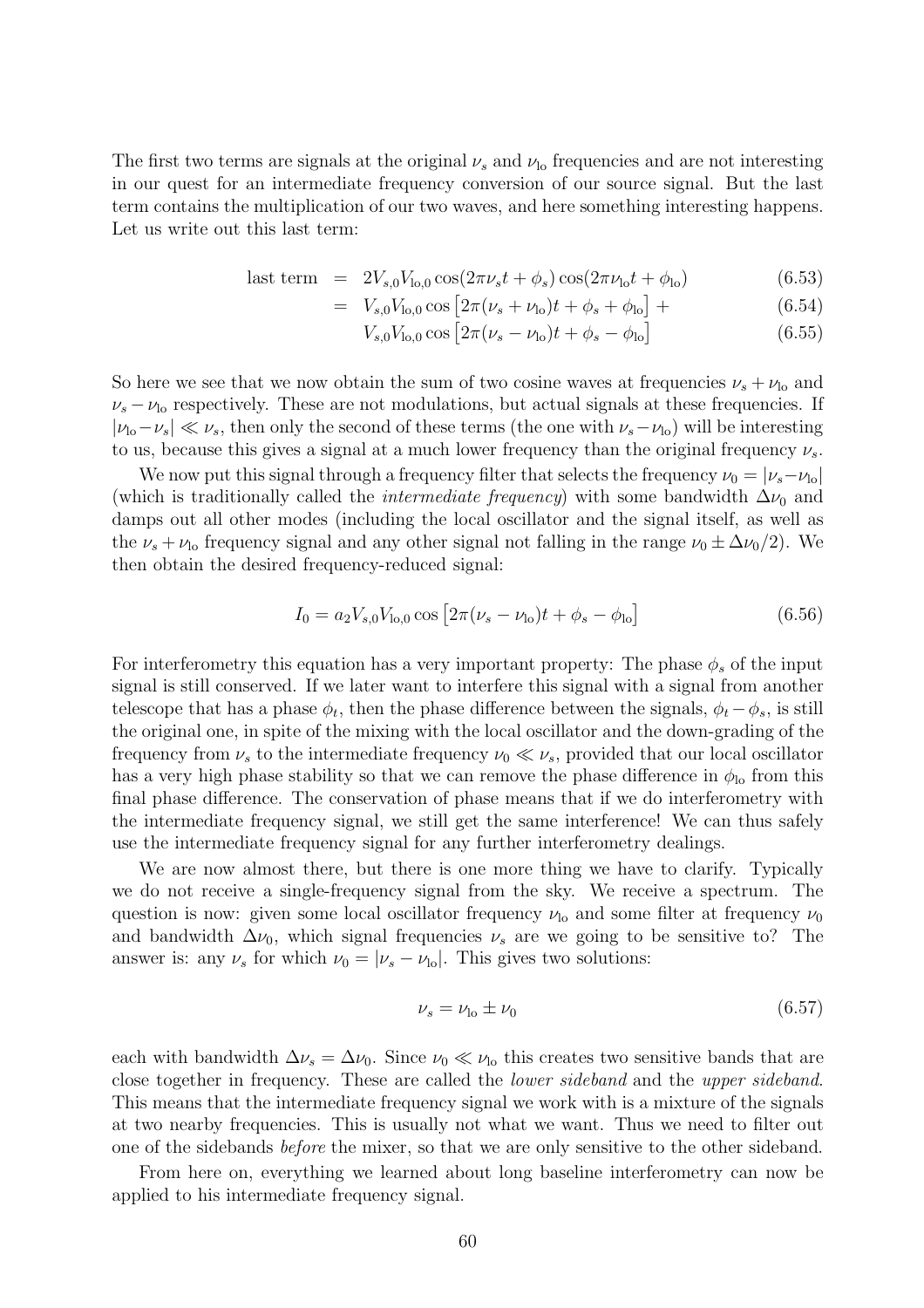The first two terms are signals at the original $\nu_s$ and $\nu_{\rm lo}$ frequencies and are not interesting in our quest for an intermediate frequency conversion of our source signal. But the last term contains the multiplication of our two waves, and here something interesting happens. Let us write out this last term:

$$
\begin{aligned}
\text{last term} &= 2V_{s,0}V_{\rm lo,0}\cos(2\pi\nu_s t + \phi_s)\cos(2\pi\nu_{\rm lo} t + \phi_{\rm lo}) && (6.53)\\
&= V_{s,0}V_{\rm lo,0}\cos\left[2\pi(\nu_s + \nu_{\rm lo})t + \phi_s + \phi_{\rm lo}\right] + && (6.54)\\
&\quad\; V_{s,0}V_{\rm lo,0}\cos\left[2\pi(\nu_s - \nu_{\rm lo})t + \phi_s - \phi_{\rm lo}\right] && (6.55)
\end{aligned}
$$

So here we see that we now obtain the sum of two cosine waves at frequencies $\nu_s + \nu_{\rm lo}$ and $\nu_s - \nu_{\rm lo}$ respectively. These are not modulations, but actual signals at these frequencies. If $|\nu_{\rm lo} - \nu_s| \ll \nu_s$, then only the second of these terms (the one with $\nu_s - \nu_{\rm lo}$) will be interesting to us, because this gives a signal at a much lower frequency than the original frequency $\nu_s$.

We now put this signal through a frequency filter that selects the frequency $\nu_0 = |\nu_s - \nu_{\rm lo}|$ (which is traditionally called the *intermediate frequency*) with some bandwidth $\Delta\nu_0$ and damps out all other modes (including the local oscillator and the signal itself, as well as the $\nu_s + \nu_{\rm lo}$ frequency signal and any other signal not falling in the range $\nu_0 \pm \Delta\nu_0/2$). We then obtain the desired frequency-reduced signal:

$$
I_0 = a_2 V_{s,0}V_{\rm lo,0}\cos\left[2\pi(\nu_s - \nu_{\rm lo})t + \phi_s - \phi_{\rm lo}\right] \tag{6.56}
$$

For interferometry this equation has a very important property: The phase $\phi_s$ of the input signal is still conserved. If we later want to interfere this signal with a signal from another telescope that has a phase $\phi_t$, then the phase difference between the signals, $\phi_t - \phi_s$, is still the original one, in spite of the mixing with the local oscillator and the down-grading of the frequency from $\nu_s$ to the intermediate frequency $\nu_0 \ll \nu_s$, provided that our local oscillator has a very high phase stability so that we can remove the phase difference in $\phi_{\rm lo}$ from this final phase difference. The conservation of phase means that if we do interferometry with the intermediate frequency signal, we still get the same interference! We can thus safely use the intermediate frequency signal for any further interferometry dealings.

We are now almost there, but there is one more thing we have to clarify. Typically we do not receive a single-frequency signal from the sky. We receive a spectrum. The question is now: given some local oscillator frequency $\nu_{\rm lo}$ and some filter at frequency $\nu_0$ and bandwidth $\Delta\nu_0$, which signal frequencies $\nu_s$ are we going to be sensitive to? The answer is: any $\nu_s$ for which $\nu_0 = |\nu_s - \nu_{\rm lo}|$. This gives two solutions:

$$
\nu_s = \nu_{\rm lo} \pm \nu_0 \tag{6.57}
$$

each with bandwidth $\Delta\nu_s = \Delta\nu_0$. Since $\nu_0 \ll \nu_{\rm lo}$ this creates two sensitive bands that are close together in frequency. These are called the *lower sideband* and the *upper sideband*. This means that the intermediate frequency signal we work with is a mixture of the signals at two nearby frequencies. This is usually not what we want. Thus we need to filter out one of the sidebands *before* the mixer, so that we are only sensitive to the other sideband.

From here on, everything we learned about long baseline interferometry can now be applied to his intermediate frequency signal.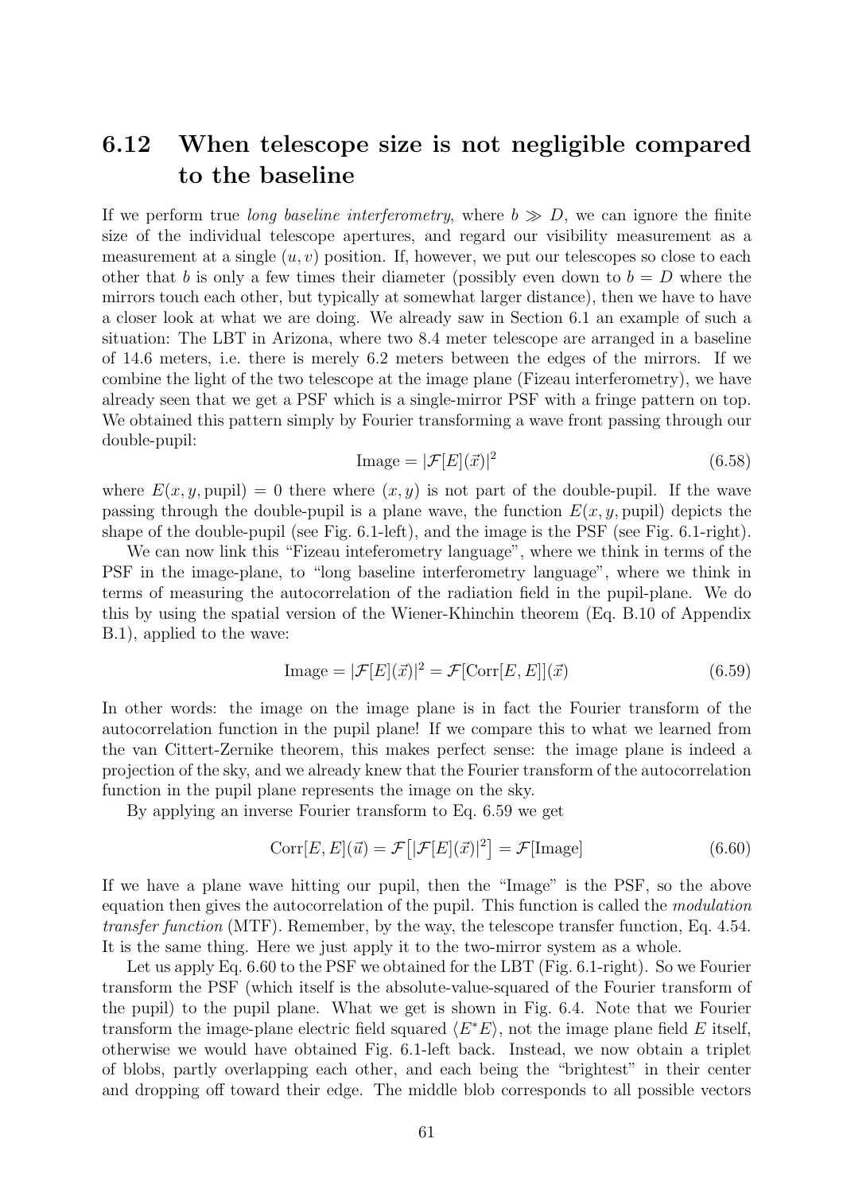## 6.12 When telescope size is not negligible compared to the baseline

If we perform true *long baseline interferometry*, where $b \gg D$, we can ignore the finite size of the individual telescope apertures, and regard our visibility measurement as a measurement at a single $(u, v)$ position. If, however, we put our telescopes so close to each other that $b$ is only a few times their diameter (possibly even down to $b = D$ where the mirrors touch each other, but typically at somewhat larger distance), then we have to have a closer look at what we are doing. We already saw in Section 6.1 an example of such a situation: The LBT in Arizona, where two 8.4 meter telescope are arranged in a baseline of 14.6 meters, i.e. there is merely 6.2 meters between the edges of the mirrors. If we combine the light of the two telescope at the image plane (Fizeau interferometry), we have already seen that we get a PSF which is a single-mirror PSF with a fringe pattern on top. We obtained this pattern simply by Fourier transforming a wave front passing through our double-pupil:

$$\text{Image} = |\mathcal{F}[E](\vec{x})|^2 \tag{6.58}$$

where $E(x, y, \text{pupil}) = 0$ there where $(x, y)$ is not part of the double-pupil. If the wave passing through the double-pupil is a plane wave, the function $E(x, y, \text{pupil})$ depicts the shape of the double-pupil (see Fig. 6.1-left), and the image is the PSF (see Fig. 6.1-right).

We can now link this "Fizeau inteferometry language", where we think in terms of the PSF in the image-plane, to "long baseline interferometry language", where we think in terms of measuring the autocorrelation of the radiation field in the pupil-plane. We do this by using the spatial version of the Wiener-Khinchin theorem (Eq. B.10 of Appendix B.1), applied to the wave:

$$\text{Image} = |\mathcal{F}[E](\vec{x})|^2 = \mathcal{F}[\text{Corr}[E, E]](\vec{x}) \tag{6.59}$$

In other words: the image on the image plane is in fact the Fourier transform of the autocorrelation function in the pupil plane! If we compare this to what we learned from the van Cittert-Zernike theorem, this makes perfect sense: the image plane is indeed a projection of the sky, and we already knew that the Fourier transform of the autocorrelation function in the pupil plane represents the image on the sky.

By applying an inverse Fourier transform to Eq. 6.59 we get

$$\text{Corr}[E, E](\vec{u}) = \mathcal{F}\left[|\mathcal{F}[E](\vec{x})|^2\right] = \mathcal{F}[\text{Image}] \tag{6.60}$$

If we have a plane wave hitting our pupil, then the "Image" is the PSF, so the above equation then gives the autocorrelation of the pupil. This function is called the *modulation transfer function* (MTF). Remember, by the way, the telescope transfer function, Eq. 4.54. It is the same thing. Here we just apply it to the two-mirror system as a whole.

Let us apply Eq. 6.60 to the PSF we obtained for the LBT (Fig. 6.1-right). So we Fourier transform the PSF (which itself is the absolute-value-squared of the Fourier transform of the pupil) to the pupil plane. What we get is shown in Fig. 6.4. Note that we Fourier transform the image-plane electric field squared $\langle E^* E \rangle$, not the image plane field $E$ itself, otherwise we would have obtained Fig. 6.1-left back. Instead, we now obtain a triplet of blobs, partly overlapping each other, and each being the "brightest" in their center and dropping off toward their edge. The middle blob corresponds to all possible vectors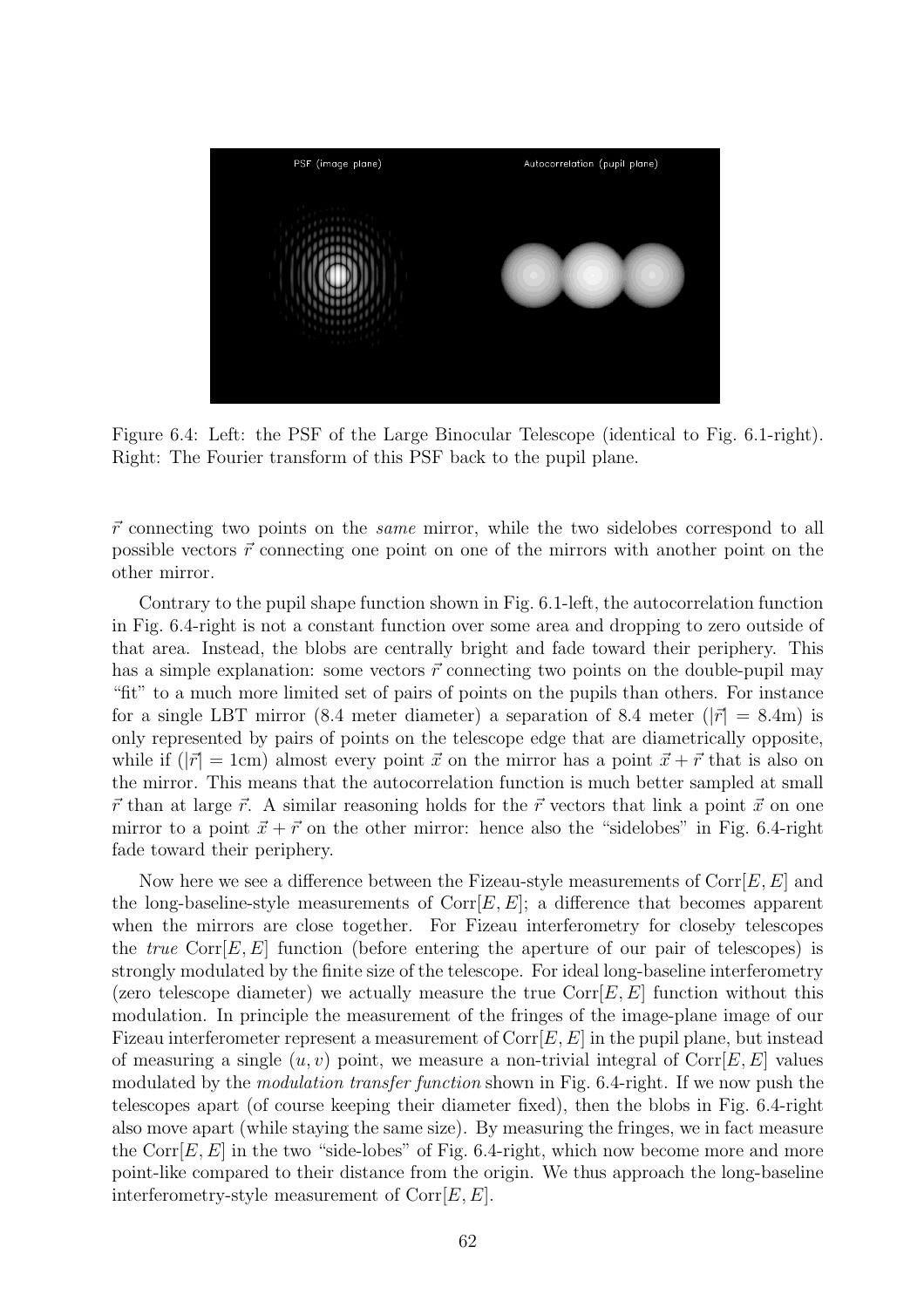Figure 6.4: Left: the PSF of the Large Binocular Telescope (identical to Fig. 6.1-right). Right: The Fourier transform of this PSF back to the pupil plane.

$\vec{r}$ connecting two points on the *same* mirror, while the two sidelobes correspond to all possible vectors $\vec{r}$ connecting one point on one of the mirrors with another point on the other mirror.

Contrary to the pupil shape function shown in Fig. 6.1-left, the autocorrelation function in Fig. 6.4-right is not a constant function over some area and dropping to zero outside of that area. Instead, the blobs are centrally bright and fade toward their periphery. This has a simple explanation: some vectors $\vec{r}$ connecting two points on the double-pupil may "fit" to a much more limited set of pairs of points on the pupils than others. For instance for a single LBT mirror (8.4 meter diameter) a separation of 8.4 meter ($|\vec{r}| = 8.4\text{m}$) is only represented by pairs of points on the telescope edge that are diametrically opposite, while if ($|\vec{r}| = 1\text{cm}$) almost every point $\vec{x}$ on the mirror has a point $\vec{x} + \vec{r}$ that is also on the mirror. This means that the autocorrelation function is much better sampled at small $\vec{r}$ than at large $\vec{r}$. A similar reasoning holds for the $\vec{r}$ vectors that link a point $\vec{x}$ on one mirror to a point $\vec{x} + \vec{r}$ on the other mirror: hence also the "sidelobes" in Fig. 6.4-right fade toward their periphery.

Now here we see a difference between the Fizeau-style measurements of $\text{Corr}[E, E]$ and the long-baseline-style measurements of $\text{Corr}[E, E]$; a difference that becomes apparent when the mirrors are close together. For Fizeau interferometry for closeby telescopes the *true* $\text{Corr}[E, E]$ function (before entering the aperture of our pair of telescopes) is strongly modulated by the finite size of the telescope. For ideal long-baseline interferometry (zero telescope diameter) we actually measure the true $\text{Corr}[E, E]$ function without this modulation. In principle the measurement of the fringes of the image-plane image of our Fizeau interferometer represent a measurement of $\text{Corr}[E, E]$ in the pupil plane, but instead of measuring a single $(u, v)$ point, we measure a non-trivial integral of $\text{Corr}[E, E]$ values modulated by the *modulation transfer function* shown in Fig. 6.4-right. If we now push the telescopes apart (of course keeping their diameter fixed), then the blobs in Fig. 6.4-right also move apart (while staying the same size). By measuring the fringes, we in fact measure the $\text{Corr}[E, E]$ in the two "side-lobes" of Fig. 6.4-right, which now become more and more point-like compared to their distance from the origin. We thus approach the long-baseline interferometry-style measurement of $\text{Corr}[E, E]$.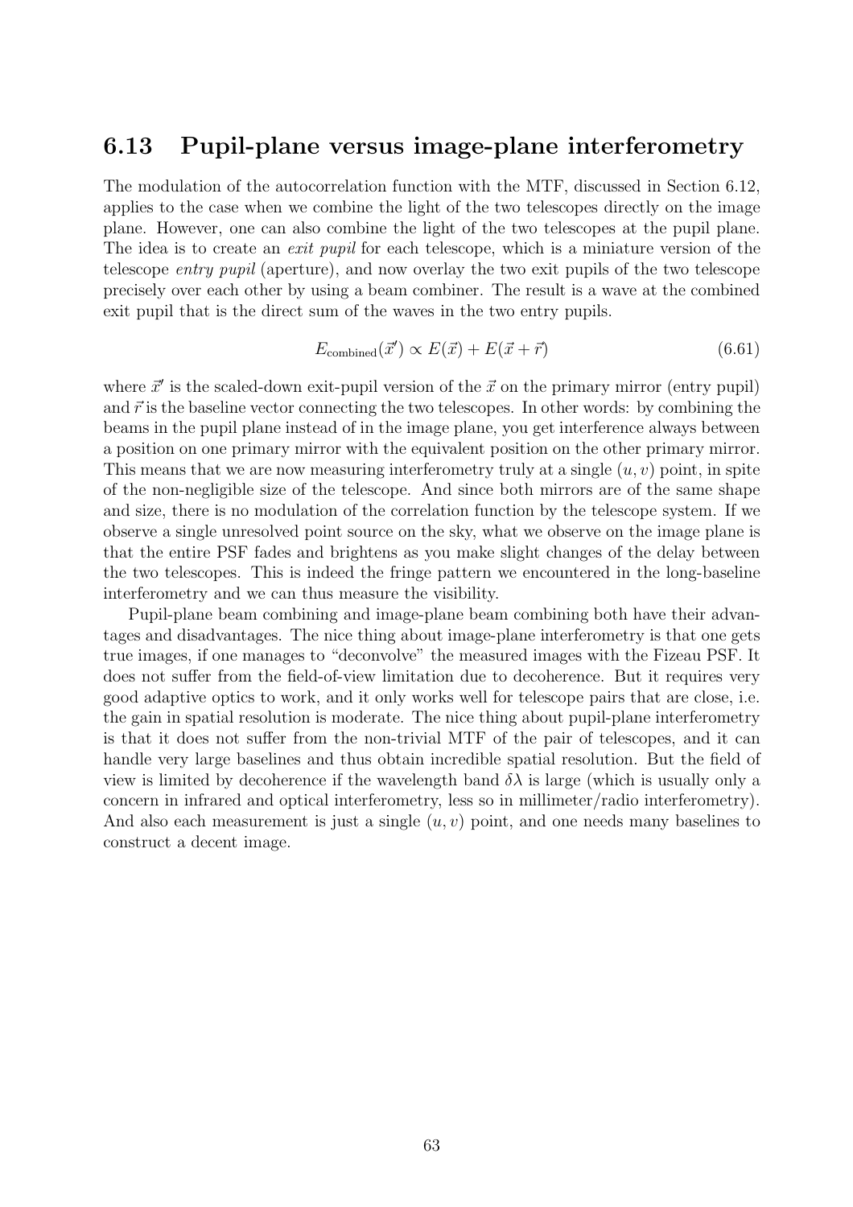## 6.13 Pupil-plane versus image-plane interferometry

The modulation of the autocorrelation function with the MTF, discussed in Section 6.12, applies to the case when we combine the light of the two telescopes directly on the image plane. However, one can also combine the light of the two telescopes at the pupil plane. The idea is to create an *exit pupil* for each telescope, which is a miniature version of the telescope *entry pupil* (aperture), and now overlay the two exit pupils of the two telescope precisely over each other by using a beam combiner. The result is a wave at the combined exit pupil that is the direct sum of the waves in the two entry pupils.

$$E_{\mathrm{combined}}(\vec{x}') \propto E(\vec{x}) + E(\vec{x} + \vec{r}) \tag{6.61}$$

where $\vec{x}'$ is the scaled-down exit-pupil version of the $\vec{x}$ on the primary mirror (entry pupil) and $\vec{r}$ is the baseline vector connecting the two telescopes. In other words: by combining the beams in the pupil plane instead of in the image plane, you get interference always between a position on one primary mirror with the equivalent position on the other primary mirror. This means that we are now measuring interferometry truly at a single $(u, v)$ point, in spite of the non-negligible size of the telescope. And since both mirrors are of the same shape and size, there is no modulation of the correlation function by the telescope system. If we observe a single unresolved point source on the sky, what we observe on the image plane is that the entire PSF fades and brightens as you make slight changes of the delay between the two telescopes. This is indeed the fringe pattern we encountered in the long-baseline interferometry and we can thus measure the visibility.

Pupil-plane beam combining and image-plane beam combining both have their advantages and disadvantages. The nice thing about image-plane interferometry is that one gets true images, if one manages to "deconvolve" the measured images with the Fizeau PSF. It does not suffer from the field-of-view limitation due to decoherence. But it requires very good adaptive optics to work, and it only works well for telescope pairs that are close, i.e. the gain in spatial resolution is moderate. The nice thing about pupil-plane interferometry is that it does not suffer from the non-trivial MTF of the pair of telescopes, and it can handle very large baselines and thus obtain incredible spatial resolution. But the field of view is limited by decoherence if the wavelength band $\delta\lambda$ is large (which is usually only a concern in infrared and optical interferometry, less so in millimeter/radio interferometry). And also each measurement is just a single $(u, v)$ point, and one needs many baselines to construct a decent image.